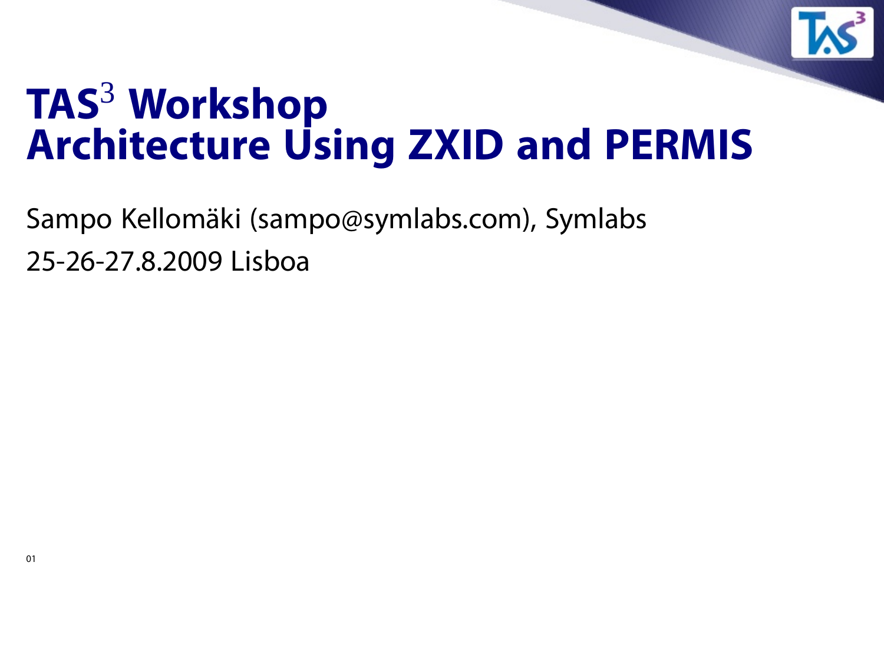# TAS$^3$ Workshop Architecture Using ZXID and PERMIS

Sampo Kellomäki (sampo@symlabs.com), Symlabs

25-26-27.8.2009 Lisboa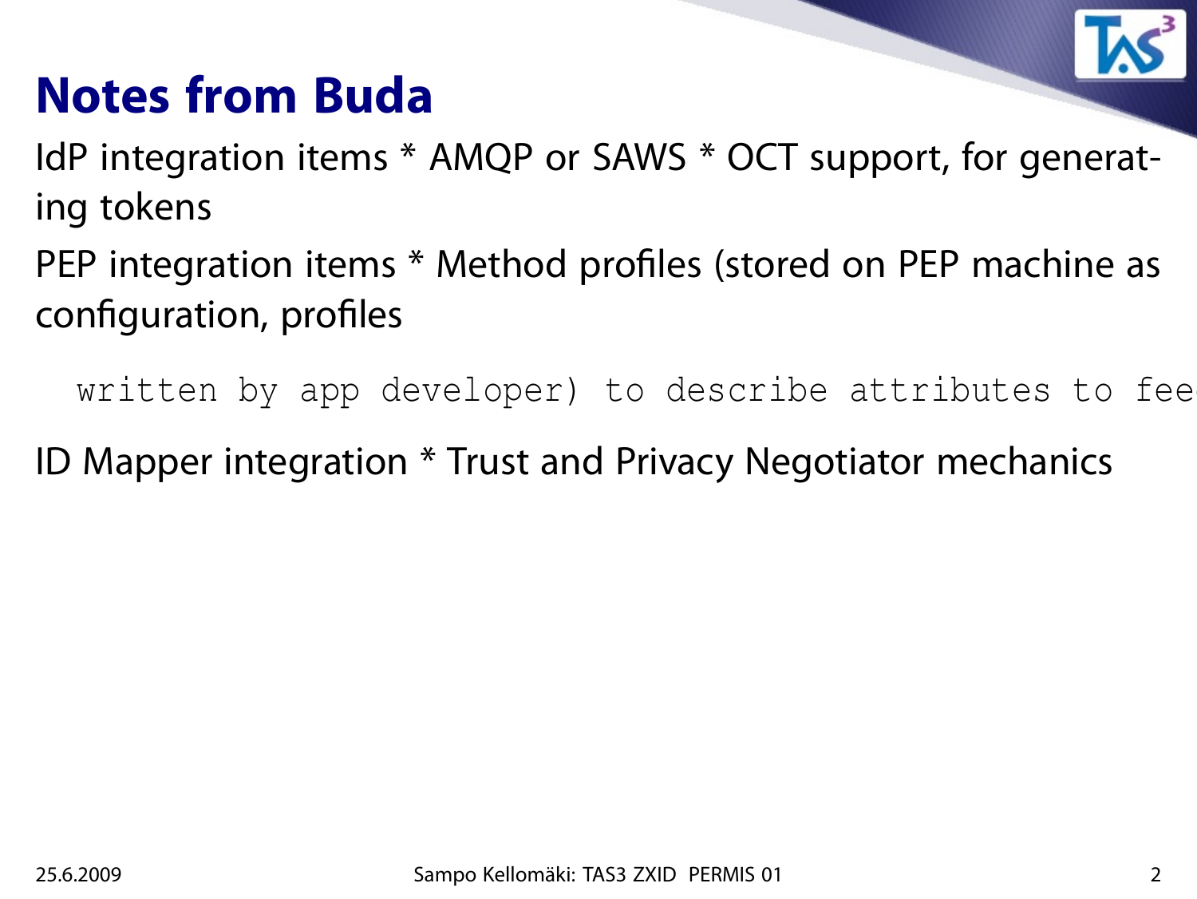# Notes from Buda

IdP integration items * AMQP or SAWS * OCT support, for generating tokens

PEP integration items * Method profiles (stored on PEP machine as configuration, profiles

```
written by app developer) to describe attributes to fee
```

ID Mapper integration * Trust and Privacy Negotiator mechanics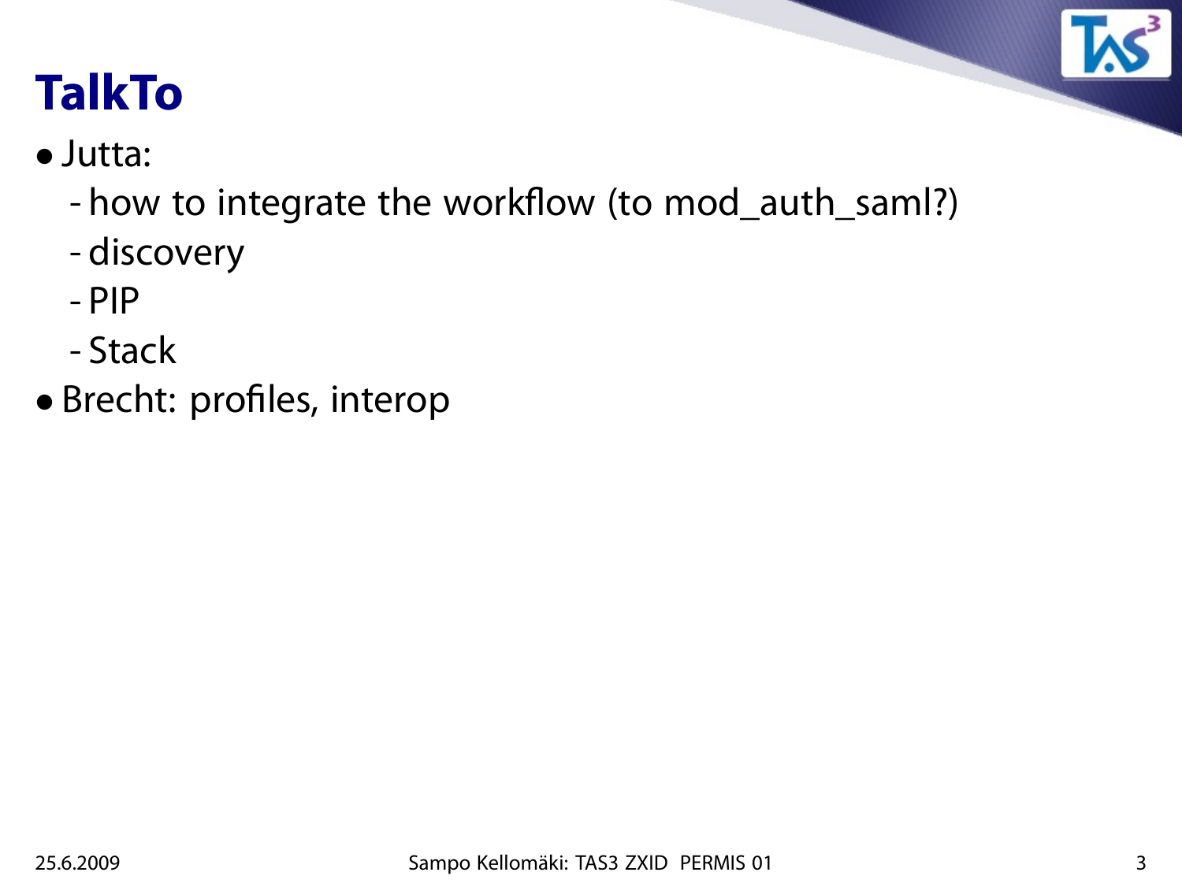# TalkTo

- Jutta:
  - how to integrate the workflow (to mod_auth_saml?)
  - discovery
  - PIP
  - Stack
- Brecht: profiles, interop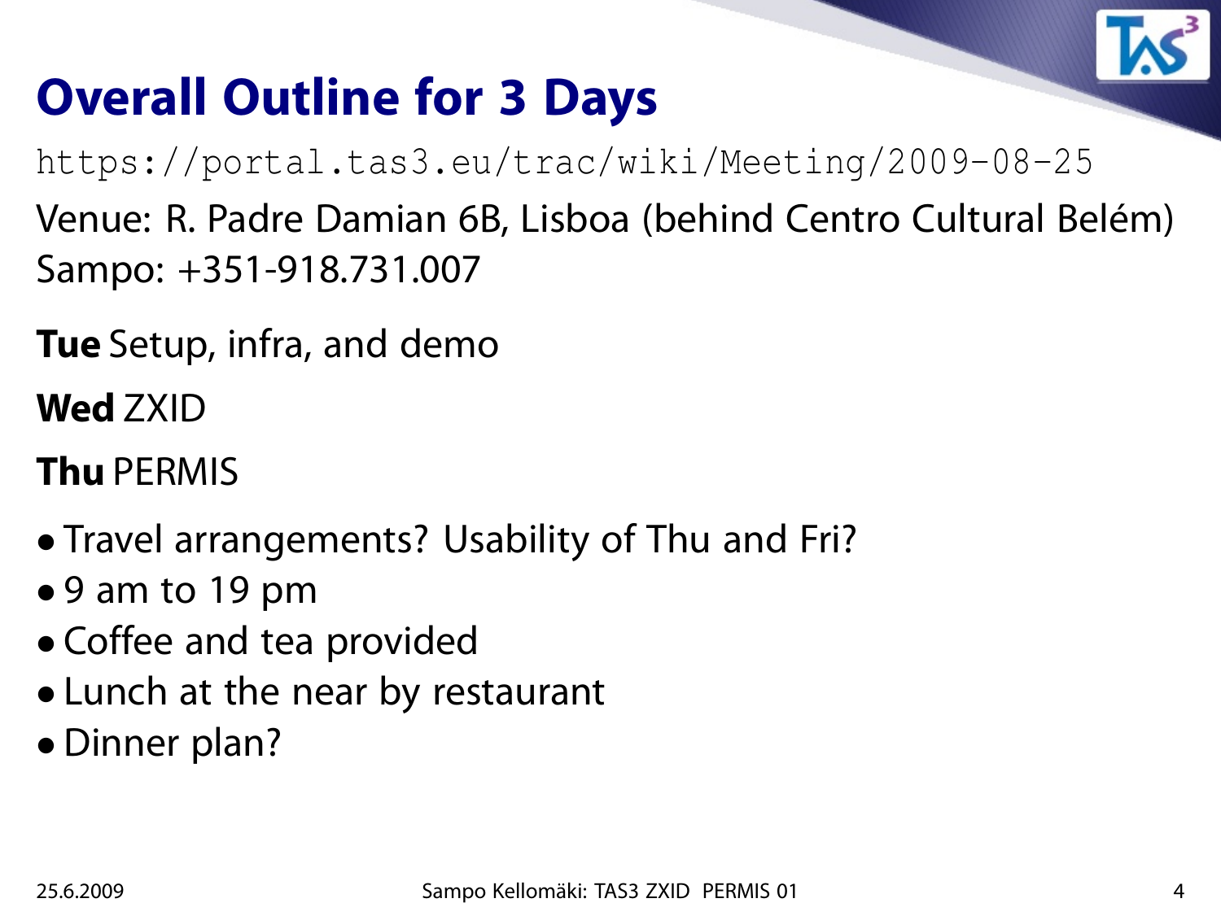# Overall Outline for 3 Days

https://portal.tas3.eu/trac/wiki/Meeting/2009-08-25

Venue: R. Padre Damian 6B, Lisboa (behind Centro Cultural Belém)
Sampo: +351-918.731.007

**Tue** Setup, infra, and demo

**Wed** ZXID

**Thu** PERMIS

- Travel arrangements? Usability of Thu and Fri?
- 9 am to 19 pm
- Coffee and tea provided
- Lunch at the near by restaurant
- Dinner plan?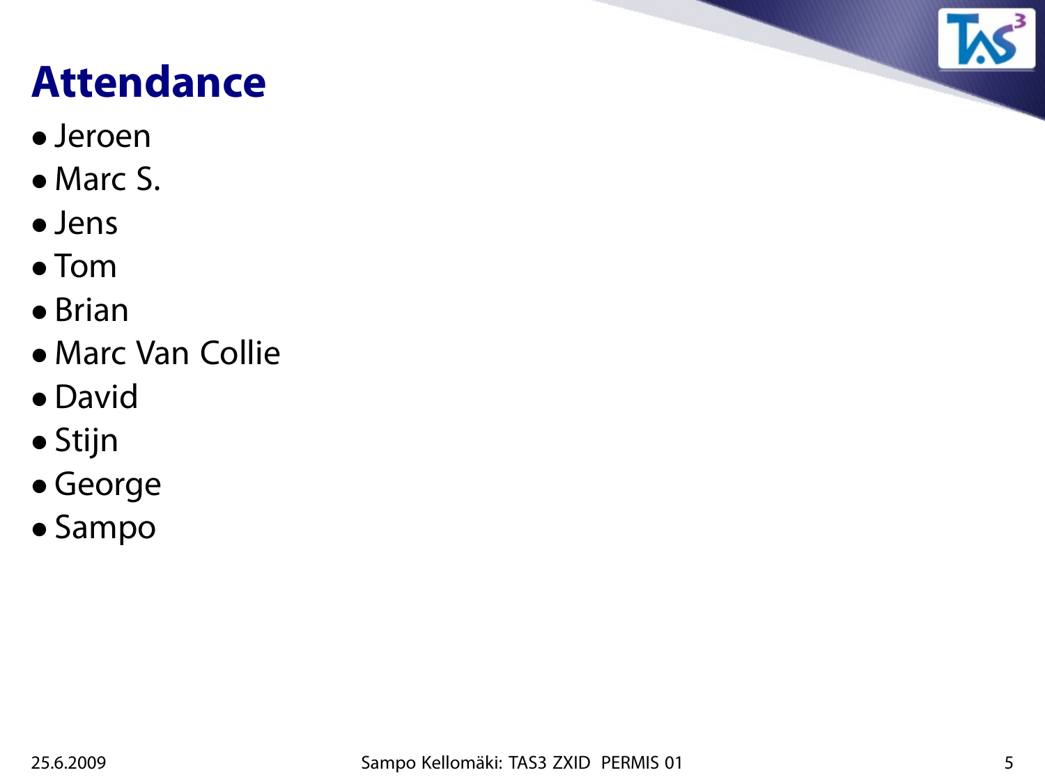# Attendance

- Jeroen
- Marc S.
- Jens
- Tom
- Brian
- Marc Van Collie
- David
- Stijn
- George
- Sampo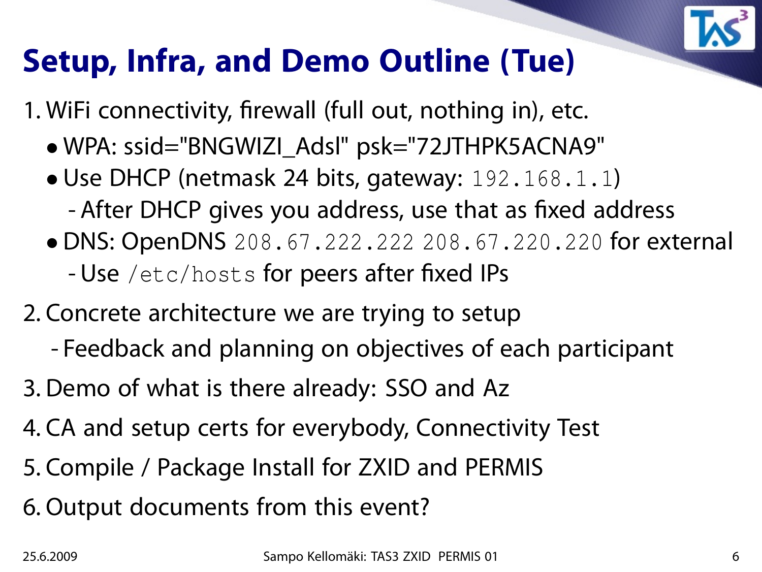# Setup, Infra, and Demo Outline (Tue)

1. WiFi connectivity, firewall (full out, nothing in), etc.
   - WPA: ssid="BNGWIZI_Adsl" psk="72JTHPK5ACNA9"
   - Use DHCP (netmask 24 bits, gateway: `192.168.1.1`)
     - After DHCP gives you address, use that as fixed address
   - DNS: OpenDNS `208.67.222.222` `208.67.220.220` for external
     - Use `/etc/hosts` for peers after fixed IPs
2. Concrete architecture we are trying to setup
   - Feedback and planning on objectives of each participant
3. Demo of what is there already: SSO and Az
4. CA and setup certs for everybody, Connectivity Test
5. Compile / Package Install for ZXID and PERMIS
6. Output documents from this event?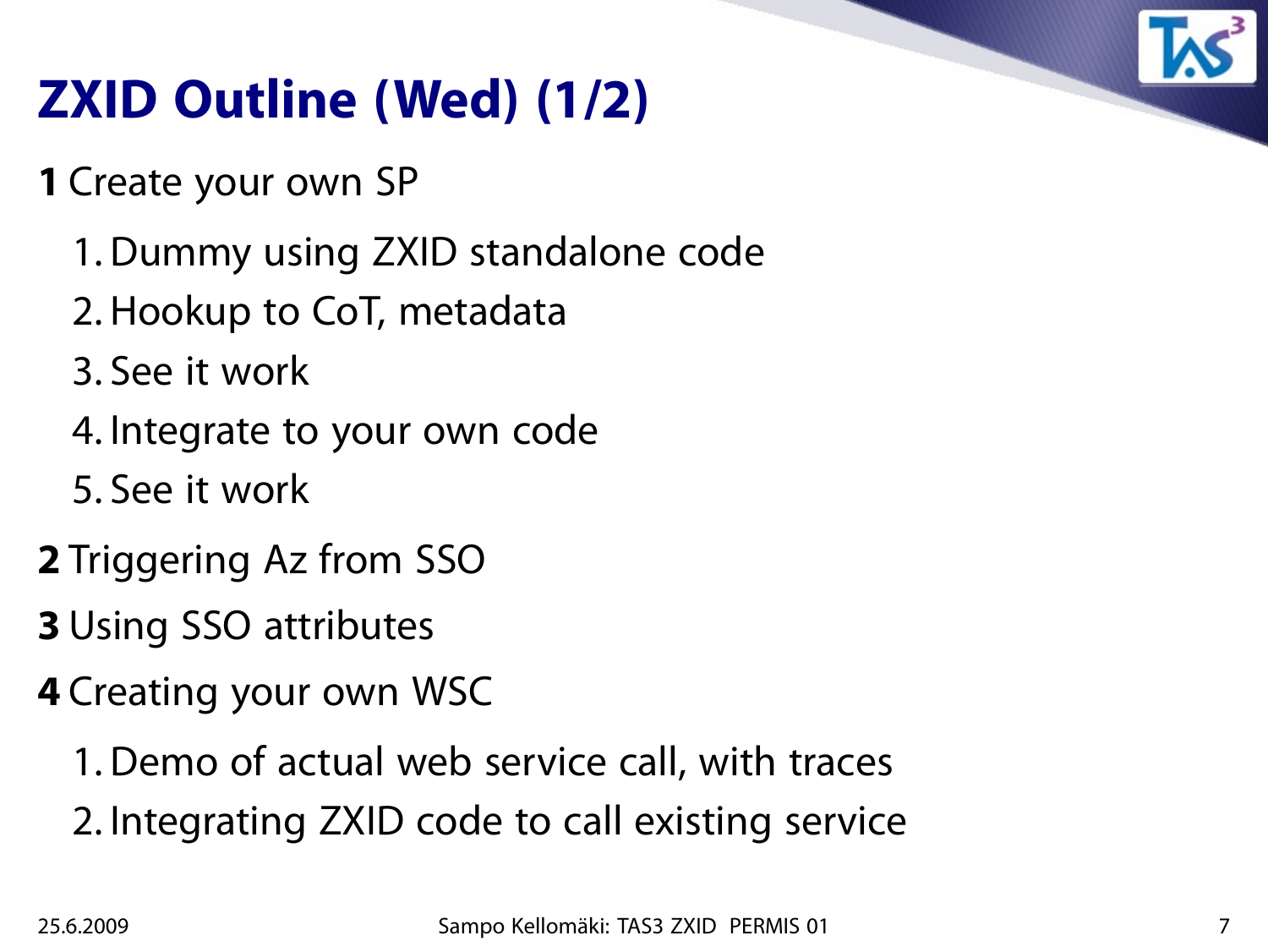# ZXID Outline (Wed) (1/2)

**1** Create your own SP

1. Dummy using ZXID standalone code
2. Hookup to CoT, metadata
3. See it work
4. Integrate to your own code
5. See it work

**2** Triggering Az from SSO

**3** Using SSO attributes

**4** Creating your own WSC

1. Demo of actual web service call, with traces
2. Integrating ZXID code to call existing service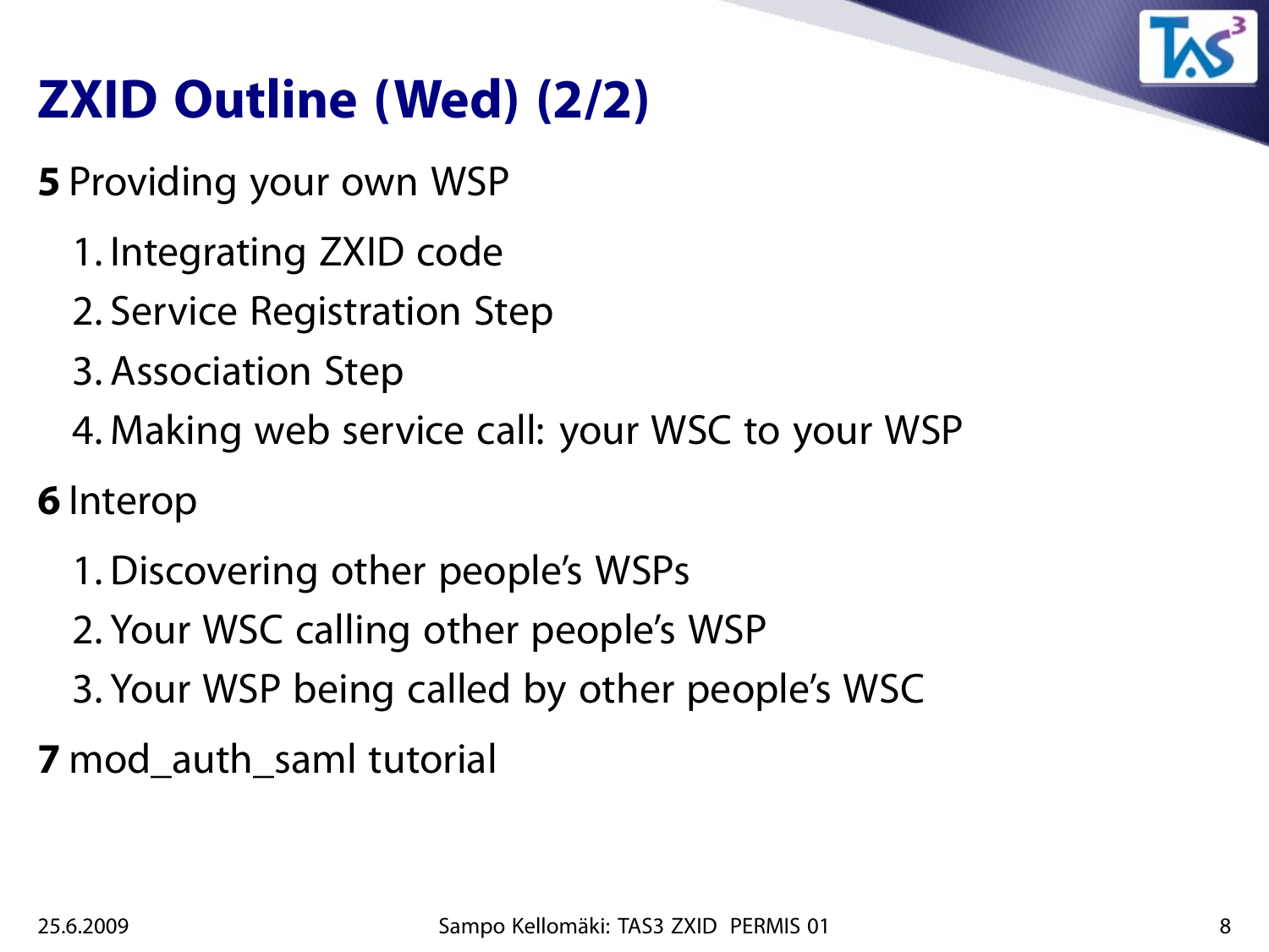# ZXID Outline (Wed) (2/2)

**5** Providing your own WSP

1. Integrating ZXID code
2. Service Registration Step
3. Association Step
4. Making web service call: your WSC to your WSP

**6** Interop

1. Discovering other people's WSPs
2. Your WSC calling other people's WSP
3. Your WSP being called by other people's WSC

**7** mod_auth_saml tutorial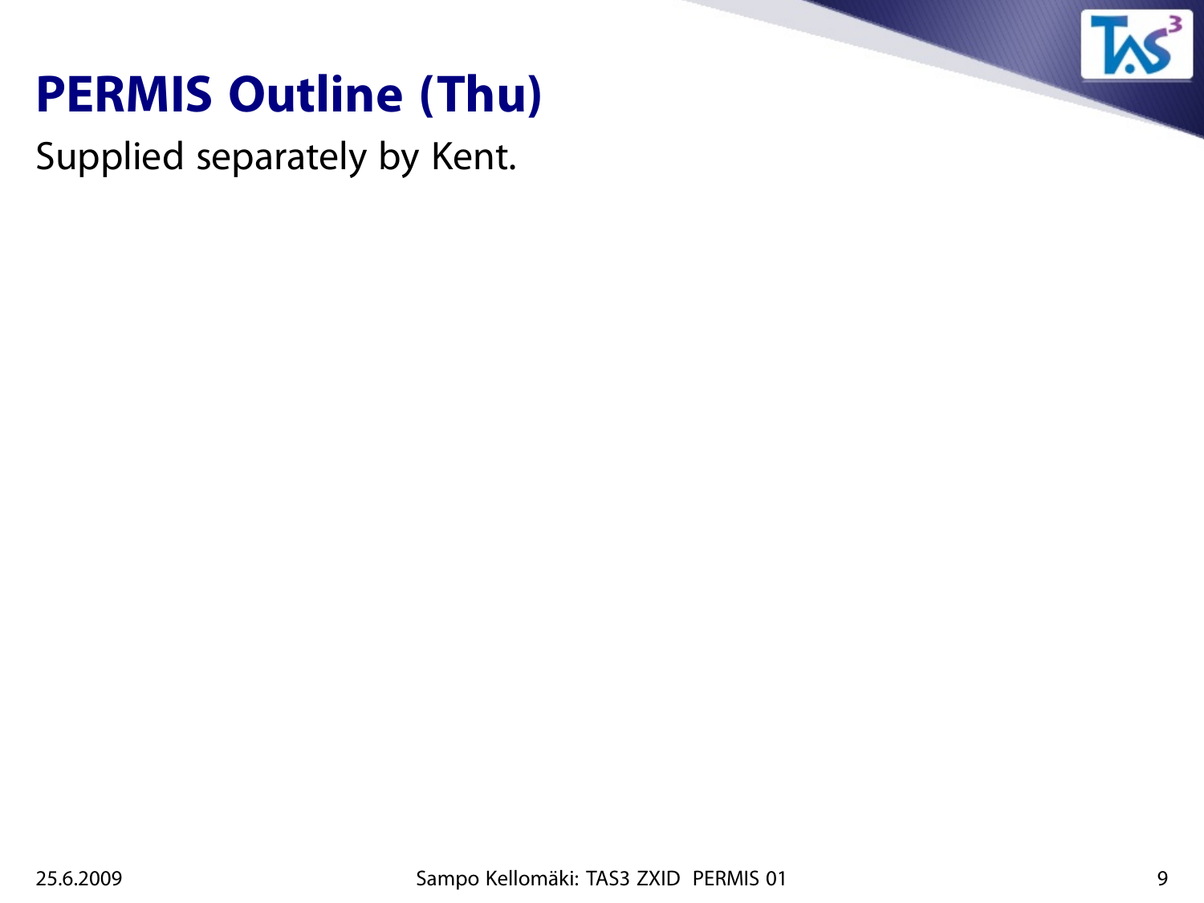# PERMIS Outline (Thu)

Supplied separately by Kent.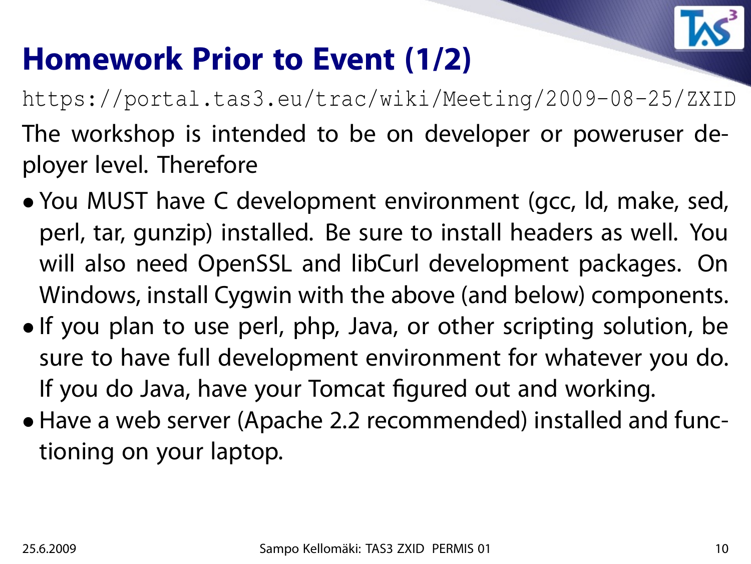# Homework Prior to Event (1/2)

https://portal.tas3.eu/trac/wiki/Meeting/2009-08-25/ZXID

The workshop is intended to be on developer or poweruser deployer level. Therefore

- You MUST have C development environment (gcc, ld, make, sed, perl, tar, gunzip) installed. Be sure to install headers as well. You will also need OpenSSL and libCurl development packages. On Windows, install Cygwin with the above (and below) components.
- If you plan to use perl, php, Java, or other scripting solution, be sure to have full development environment for whatever you do. If you do Java, have your Tomcat figured out and working.
- Have a web server (Apache 2.2 recommended) installed and functioning on your laptop.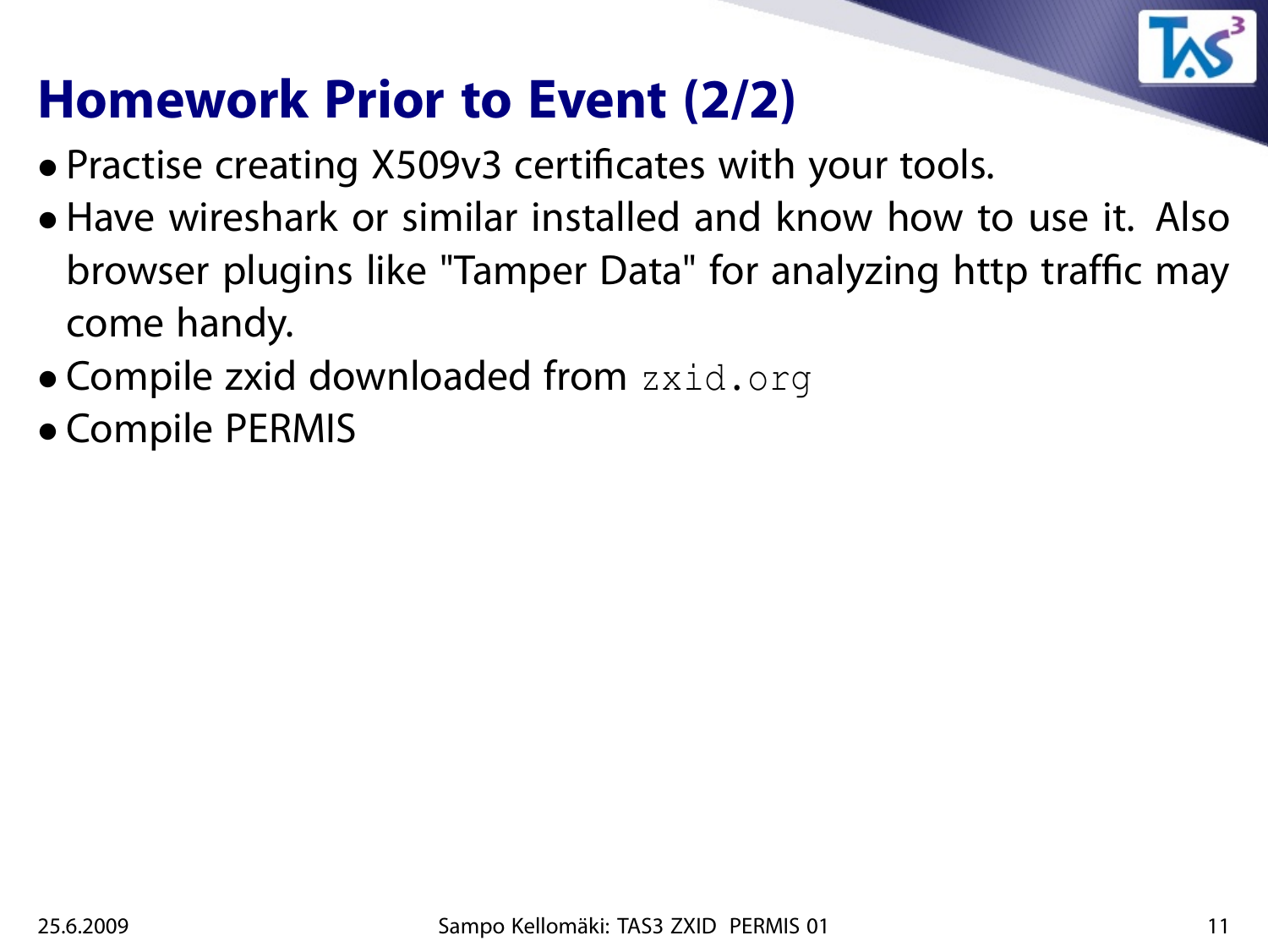# Homework Prior to Event (2/2)

- Practise creating X509v3 certificates with your tools.
- Have wireshark or similar installed and know how to use it. Also browser plugins like "Tamper Data" for analyzing http traffic may come handy.
- Compile zxid downloaded from `zxid.org`
- Compile PERMIS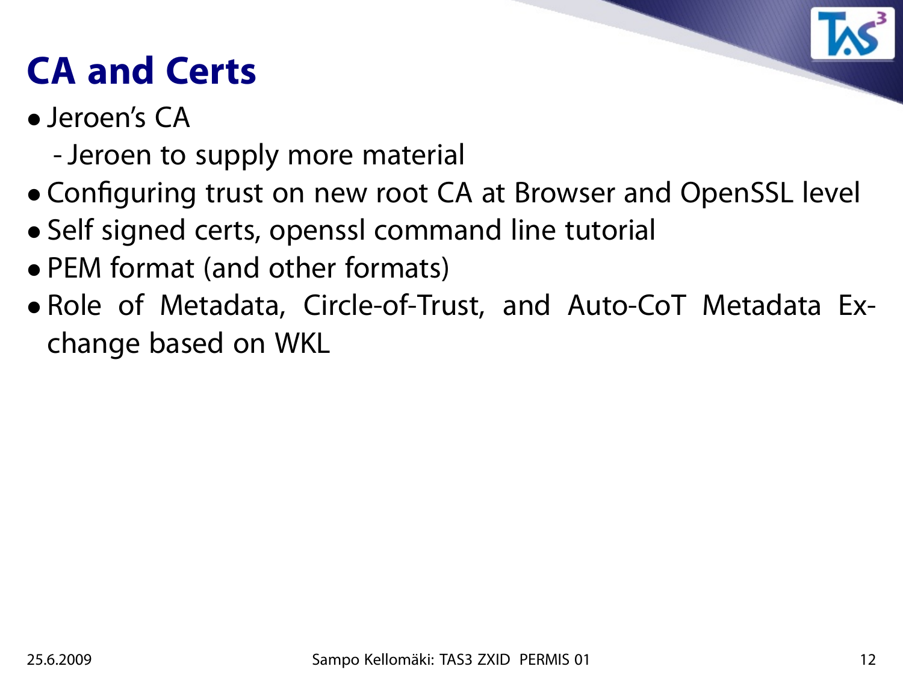# CA and Certs

- Jeroen's CA
  - Jeroen to supply more material
- Configuring trust on new root CA at Browser and OpenSSL level
- Self signed certs, openssl command line tutorial
- PEM format (and other formats)
- Role of Metadata, Circle-of-Trust, and Auto-CoT Metadata Exchange based on WKL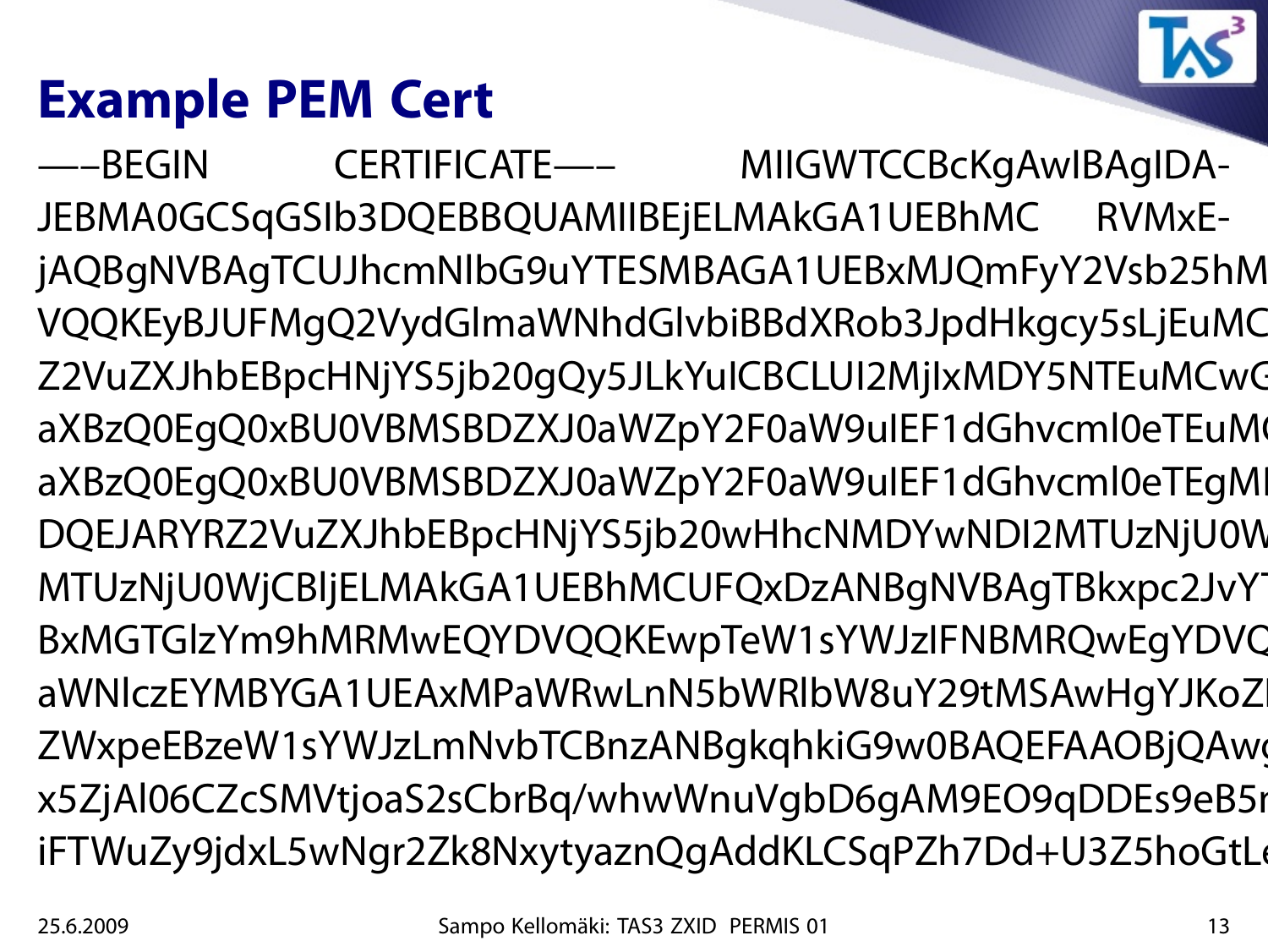# Example PEM Cert

—–BEGIN CERTIFICATE—– MIIGWTCCBcKgAwIBAgIDA-JEBMA0GCSqGSIb3DQEBBQUAMIIBEjELMAkGA1UEBhMC RVMxE-jAQBgNVBAgTCUJhcmNlbG9uYTESMBAGA1UEBxMJQmFyY2Vsb25hM
VQQKEyBJUFMgQ2VydGlmaWNhdGlvbiBBdXRob3JpdHkgcy5sLjEuMC
Z2VuZXJhbEBpcHNjYS5jb20gQy5JLkYuICBCLUI2MjIxMDY5NTEuMCwG
aXBzQ0EgQ0xBU0VBMSBDZXJ0aWZpY2F0aW9uIEF1dGhvcml0eTEuM
aXBzQ0EgQ0xBU0VBMSBDZXJ0aWZpY2F0aW9uIEF1dGhvcml0eTEgMI
DQEJARYRZ2VuZXJhbEBpcHNjYS5jb20wHhcNMDYwNDI2MTUzNjU0W
MTUzNjU0WjCBljELMAkGA1UEBhMCUFQxDzANBgNVBAgTBkxpc2JvYT
BxMGTGlzYm9hMRMwEQYDVQQKEwpTeW1sYWJzIFNBMRQwEgYDVQ
aWNlczEYMBYGA1UEAxMPaWRwLnN5bWRlbW8uY29tMSAwHgYJKoZI
ZWxpeEBzeW1sYWJzLmNvbTCBnzANBgkqhkiG9w0BAQEFAAOBjQAwg
x5ZjAl06CZcSMVtjoaS2sCbrBq/whwWnuVgbD6gAM9EO9qDDEs9eB5r
iFTWuZy9jdxL5wNgr2Zk8NxytyaznQgAddKLCSqPZh7Dd+U3Z5hoGtLe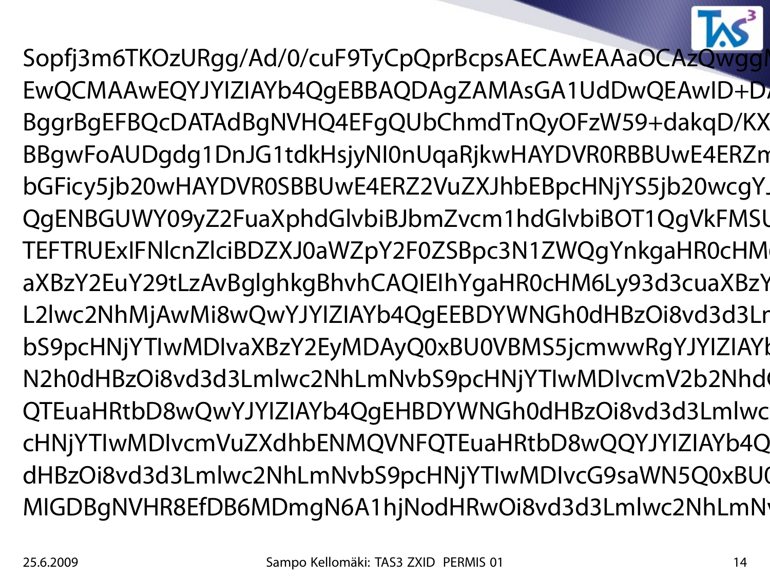```
Sopfj3m6TKOzURgg/Ad/0/cuF9TyCpQprBcpsAECAwEAAaOCAzQwggM
EwQCMAAwEQYJYIZIAYb4QgEBBAQDAgZAMAsGA1UdDwQEAwID+D
BggrBgEFBQcDATAdBgNVHQ4EFgQUbChmdTnQyOFzW59+dakqD/KX
BBgwFoAUDgdg1DnJG1tdkHsjyNI0nUqaRjkwHAYDVR0RBBUwE4ERZm
bGFicy5jb20wHAYDVR0SBBUwE4ERZ2VuZXJhbEBpcHNjYS5jb20wcgYJ
QgENBGUWY09yZ2FuaXphdGlvbiBJbmZvcm1hdGlvbiBOT1QgVkFMSU
TEFTRUExIFNlcnZlciBDZXJ0aWZpY2F0ZSBpc3N1ZWQgYnkgaHR0cHM
aXBzY2EuY29tLzAvBglghkgBhvhCAQIEIhYgaHR0cHM6Ly93d3cuaXBzY
L2lwc2NhMjAwMi8wQwYJYIZIAYb4QgEEBDYWNGh0dHBzOi8vd3d3Lm
bS9pcHNjYTIwMDIvaXBzY2EyMDAyQ0xBU0VBMS5jcmwwRgYJYIZIAYb
N2h0dHBzOi8vd3d3Lmlwc2NhLmNvbS9pcHNjYTIwMDIvcmV2b2NhdG
QTEuaHRtbD8wQwYJYIZIAYb4QgEHBDYWNGh0dHBzOi8vd3d3Lmlwc
cHNjYTIwMDIvcmVuZXdhbENMQVNFQTEuaHRtbD8wQQYJYIZIAYb4Q
dHBzOi8vd3d3LmlwY2NhLmNvbS9pcHNjYTIwMDIvcG9saWN5Q0xBU
MIGDBgNVHR8EfDB6MDmgN6A1hjNodHRwOi8vd3d3LmlwY2NhLmN
```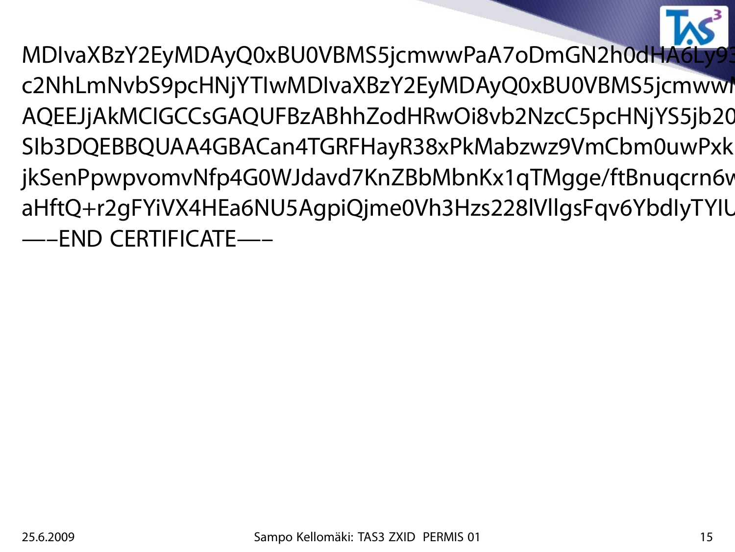```
MDIvaXBzY2EyMDAyQ0xBU0VBMS5jcmwwPaA7oDmGN2h0dHA6Ly93
c2NhLmNvbS9pcHNjYTIwMDIvaXBzY2EyMDAyQ0xBU0VBMS5jcmww
AQEEJjAkMCIGCCsGAQUFBzABhhZodHRwOi8vb2NzcC5pcHNjYS5jb20
SIb3DQEBBQUAA4GBACan4TGRFHayR38xPkMabzwz9VmCbm0uwPxk
jkSenPpwpvomvNfp4G0WJdavd7KnZBbMbnKx1qTMgge/ftBnuqcrn6w
aHftQ+r2gFYiVX4HEa6NU5AgpiQjme0Vh3Hzs228lVllgsFqv6YbdIyTYIU
-----END CERTIFICATE-----
```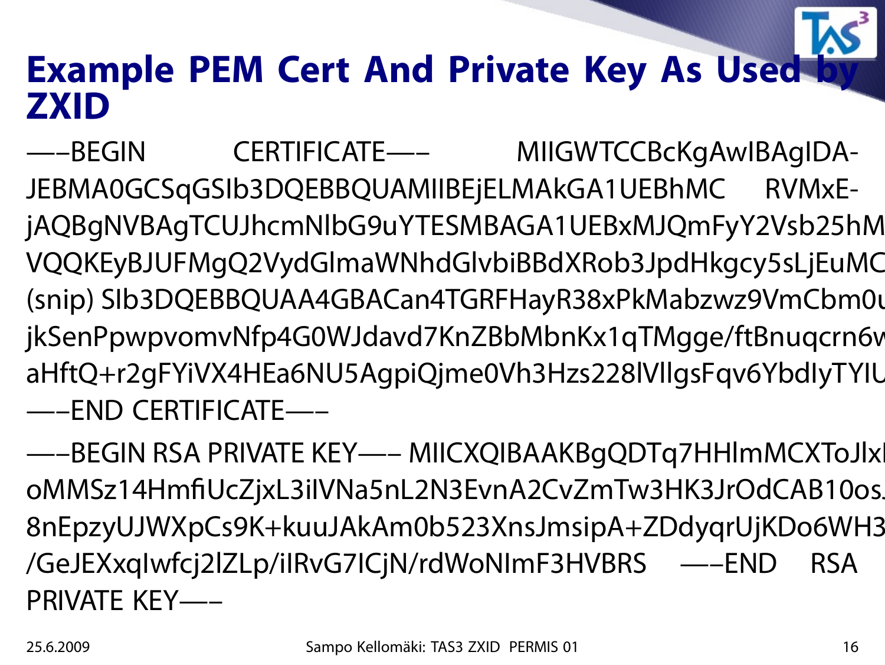# Example PEM Cert And Private Key As Used by ZXID

—–BEGIN CERTIFICATE—– MIIGWTCCBcKgAwIBAgIDA-JEBMA0GCSqGSIb3DQEBBQUAMIIBEjELMAkGA1UEBhMC RVMxE-jAQBgNVBAgTCUJhcmNlbG9uYTESMBAGA1UEBxMJQmFyY2Vsb25hM VQQKEyBJUFMgQ2VydGlmaWNhdGlvbiBBdXRob3JpdHkgcy5sLjEuMC (snip) SIb3DQEBBQUAA4GBACan4TGRFHayR38xPkMabzwz9VmCbm0u jkSenPpwpvomvNfp4G0WJdavd7KnZBbMbnKx1qTMgge/ftBnuqcrn6w aHftQ+r2gFYiVX4HEa6NU5AgpiQjme0Vh3Hzs228lVlIgsFqv6YbdIyTYIU —–END CERTIFICATE—–

—–BEGIN RSA PRIVATE KEY—– MIICXQIBAAKBgQDTq7HHlmMCXToJlxl oMMSz14HmfiUcZjxL3iIVNa5nL2N3EvnA2CvZmTw3HK3JrOdCAB10os. 8nEpzyUJWXpCs9K+kuuJAkAm0b523XnsJmsipA+ZDdyqrUjKDo6WH3 /GeJEXxqIwfcj2lZLp/iIRvG7ICjN/rdWoNImF3HVBRS —–END RSA PRIVATE KEY—–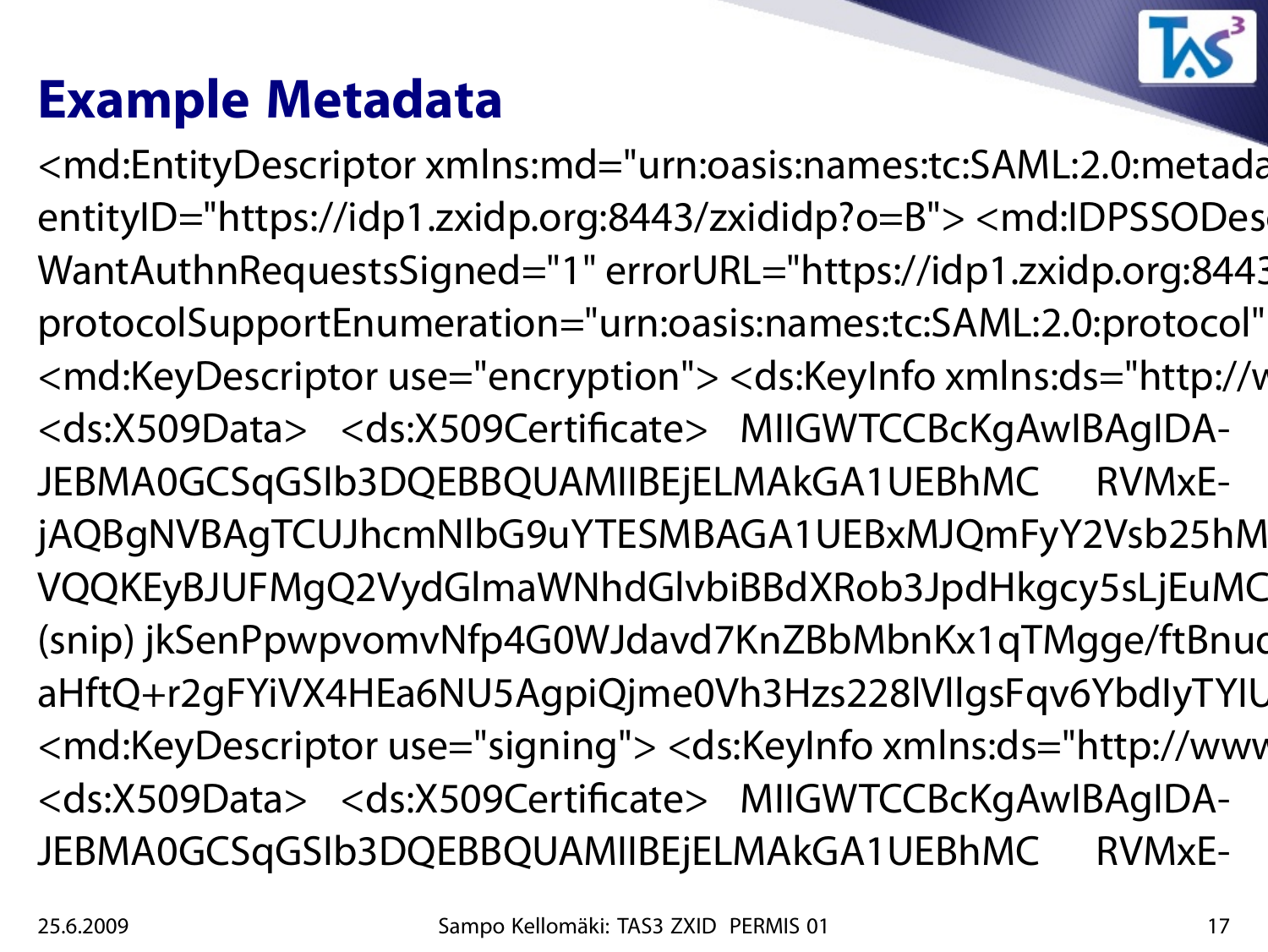# Example Metadata

```
<md:EntityDescriptor xmlns:md="urn:oasis:names:tc:SAML:2.0:metada
entityID="https://idp1.zxidp.org:8443/zxididp?o=B"> <md:IDPSSODes
WantAuthnRequestsSigned="1" errorURL="https://idp1.zxidp.org:844
protocolSupportEnumeration="urn:oasis:names:tc:SAML:2.0:protocol"
<md:KeyDescriptor use="encryption"> <ds:KeyInfo xmlns:ds="http://w
<ds:X509Data>   <ds:X509Certificate>   MIIGWTCCBcKgAwIBAgIDA-
JEBMA0GCSqGSIb3DQEBBQUAMIIBEjELMAkGA1UEBhMC     RVMxE-
jAQBgNVBAgTCUJhcmNlbG9uYTESMBAGA1UEBxMJQmFyY2Vsb25hM
VQQKEyBJUFMgQ2VydGlmaWNhdGlvbiBBdXRob3JpdHkgcy5sLjEuMC
(snip) jkSenPpwpvomvNfp4G0WJdavd7KnZBbMbnKx1qTMgge/ftBnuc
aHftQ+r2gFYiVX4HEa6NU5AgpiQjme0Vh3Hzs228lVllgsFqv6YbdIyTYIU
<md:KeyDescriptor use="signing"> <ds:KeyInfo xmlns:ds="http://www
<ds:X509Data>   <ds:X509Certificate>   MIIGWTCCBcKgAwIBAgIDA-
JEBMA0GCSqGSIb3DQEBBQUAMIIBEjELMAkGA1UEBhMC     RVMxE-
```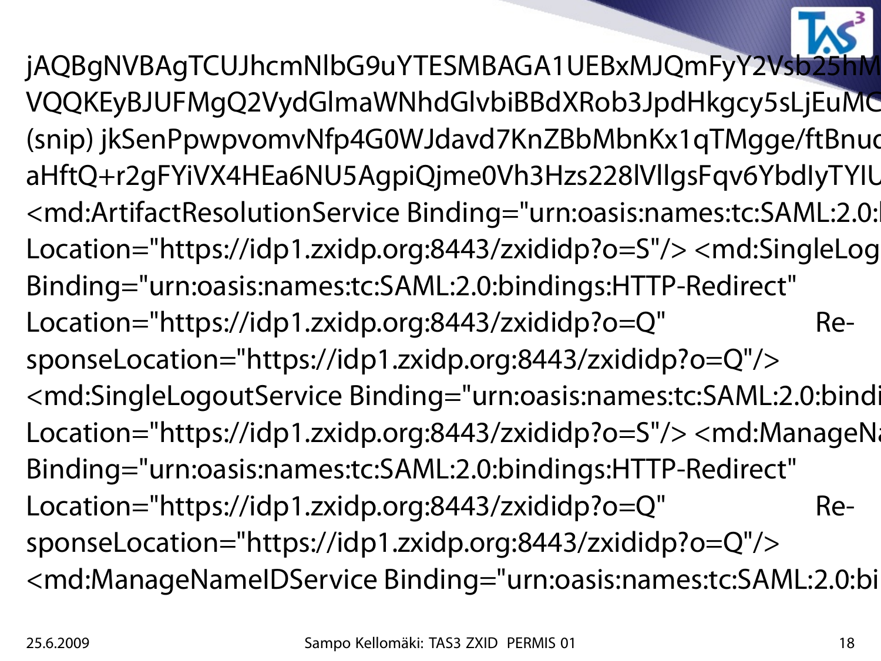```
jAQBgNVBAgTCUJhcmNlbG9uYTESMBAGA1UEBxMJQmFyY2Vsb25hM
VQQKEyBJUFMgQ2VydGlmaWNhdGlvbiBBdXRob3JpdHkgcy5sLjEuMC
(snip) jkSenPpwpvomvNfp4G0WJdavd7KnZBbMbnKx1qTMgge/ftBnuc
aHftQ+r2gFYiVX4HEa6NU5AgpiQjme0Vh3Hzs228lVllgsFqv6YbdIyTYIU
<md:ArtifactResolutionService Binding="urn:oasis:names:tc:SAML:2.0:
Location="https://idp1.zxidp.org:8443/zxididp?o=S"/> <md:SingleLog
Binding="urn:oasis:names:tc:SAML:2.0:bindings:HTTP-Redirect"
Location="https://idp1.zxidp.org:8443/zxididp?o=Q"                    Re-
sponseLocation="https://idp1.zxidp.org:8443/zxididp?o=Q"/>
<md:SingleLogoutService Binding="urn:oasis:names:tc:SAML:2.0:bindi
Location="https://idp1.zxidp.org:8443/zxididp?o=S"/> <md:ManageNa
Binding="urn:oasis:names:tc:SAML:2.0:bindings:HTTP-Redirect"
Location="https://idp1.zxidp.org:8443/zxididp?o=Q"                    Re-
sponseLocation="https://idp1.zxidp.org:8443/zxididp?o=Q"/>
<md:ManageNameIDService Binding="urn:oasis:names:tc:SAML:2.0:bi
```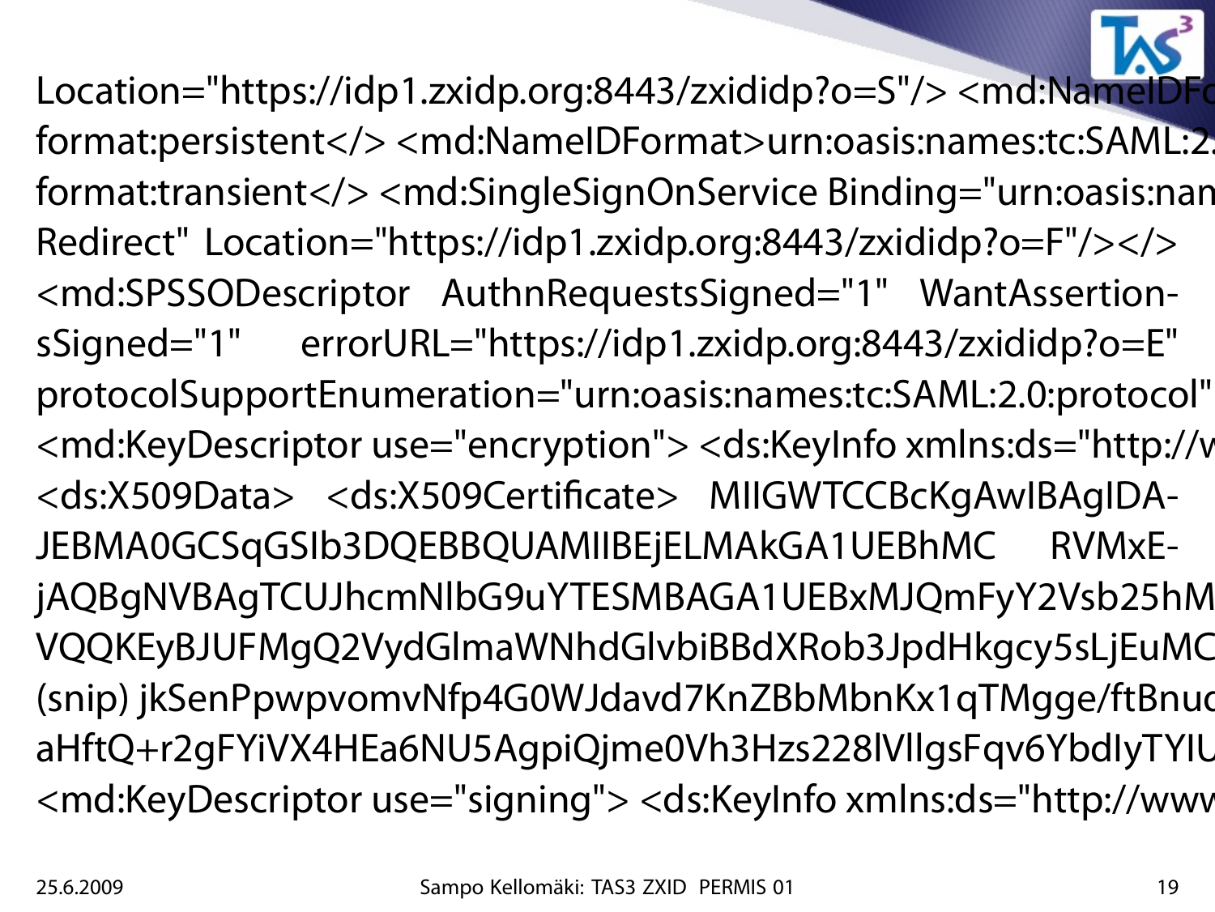```
Location="https://idp1.zxidp.org:8443/zxididp?o=S"/> <md:NameIDFo
format:persistent</> <md:NameIDFormat>urn:oasis:names:tc:SAML:2.
format:transient</> <md:SingleSignOnService Binding="urn:oasis:nam
Redirect"  Location="https://idp1.zxidp.org:8443/zxididp?o=F"/></>
<md:SPSSODescriptor   AuthnRequestsSigned="1"   WantAssertion-
sSigned="1"     errorURL="https://idp1.zxidp.org:8443/zxididp?o=E"
protocolSupportEnumeration="urn:oasis:names:tc:SAML:2.0:protocol"
<md:KeyDescriptor use="encryption"> <ds:KeyInfo xmlns:ds="http://w
<ds:X509Data>  <ds:X509Certificate>  MIIGWTCCBcKgAwIBAgIDA-
JEBMA0GCSqGSIb3DQEBBQUAMIIBEjELMAkGA1UEBhMC     RVMxE-
jAQBgNVBAgTCUJhcmNlbG9uYTESMBAGA1UEBxMJQmFyY2Vsb25hM
VQQKEyBJUFMgQ2VydGlmaWNhdGlvbiBBdXRob3JpdHkgcy5sLjEuMC
(snip) jkSenPpwpvomvNfp4G0WJdavd7KnZBbMbnKx1qTMgge/ftBnuc
aHftQ+r2gFYiVX4HEa6NU5AgpiQjme0Vh3Hzs228lVllgsFqv6YbdIyTYIU
<md:KeyDescriptor use="signing"> <ds:KeyInfo xmlns:ds="http://www
```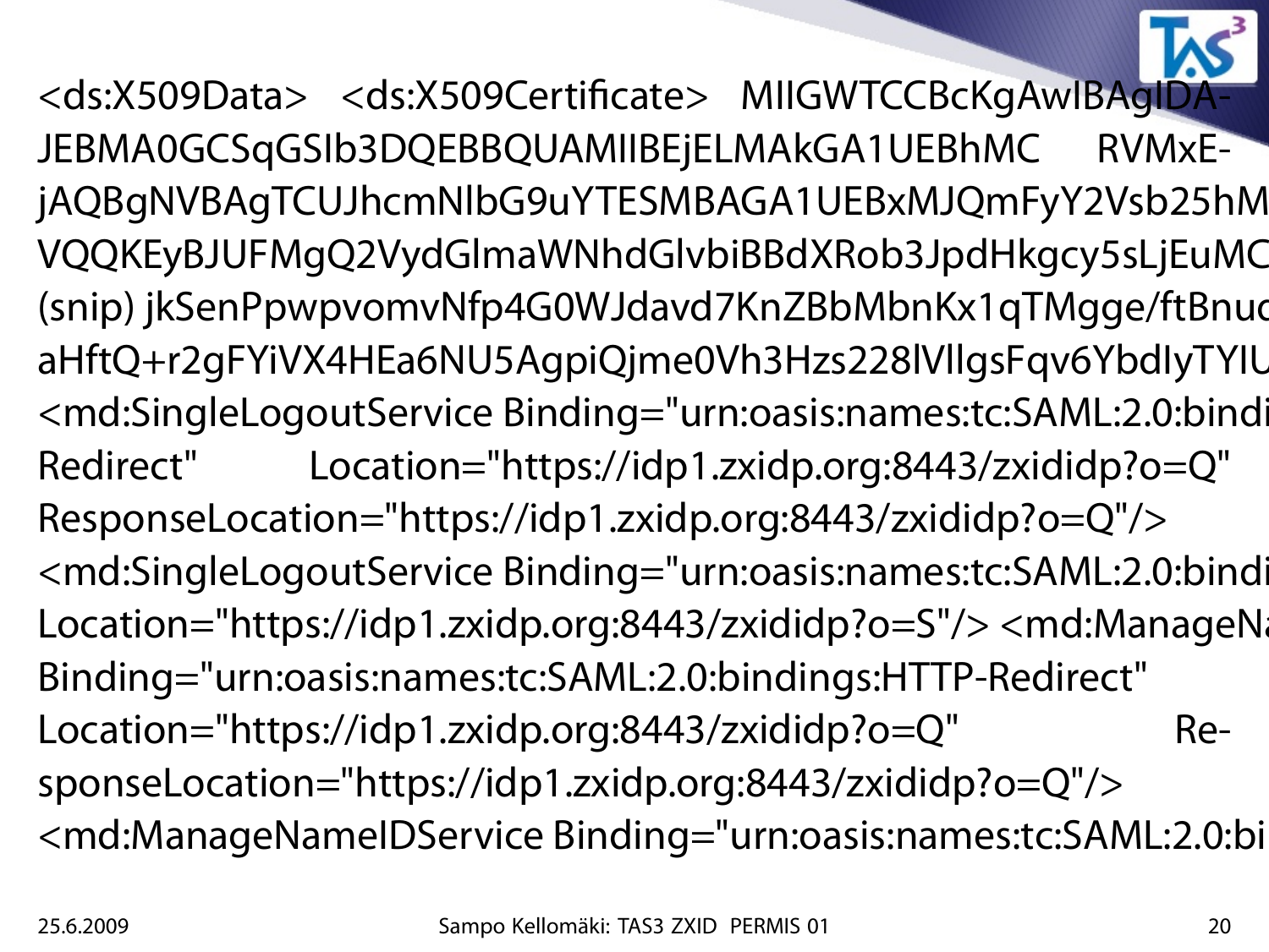```
<ds:X509Data> <ds:X509Certificate> MIIGWTCCBcKgAwIBAgIDA-
JEBMA0GCSqGSIb3DQEBBQUAMIIBEjELMAkGA1UEBhMC RVMxE-
jAQBgNVBAgTCUJhcmNlbG9uYTESMBAGA1UEBxMJQmFyY2Vsb25hM
VQQKEyBJUFMgQ2VydGlmaWNhdGlvbiBBdXRob3JpdHkgcy5sLjEuMC
(snip) jkSenPpwpvomvNfp4G0WJdavd7KnZBbMbnKx1qTMgge/ftBnuc
aHftQ+r2gFYiVX4HEa6NU5AgpiQjme0Vh3Hzs228lVllgsFqv6YbdIyTYIU
<md:SingleLogoutService Binding="urn:oasis:names:tc:SAML:2.0:bindi
Redirect" Location="https://idp1.zxidp.org:8443/zxididp?o=Q"
ResponseLocation="https://idp1.zxidp.org:8443/zxididp?o=Q"/>
<md:SingleLogoutService Binding="urn:oasis:names:tc:SAML:2.0:bindi
Location="https://idp1.zxidp.org:8443/zxididp?o=S"/> <md:ManageNa
Binding="urn:oasis:names:tc:SAML:2.0:bindings:HTTP-Redirect"
Location="https://idp1.zxidp.org:8443/zxididp?o=Q" Re-
sponseLocation="https://idp1.zxidp.org:8443/zxididp?o=Q"/>
<md:ManageNameIDService Binding="urn:oasis:names:tc:SAML:2.0:bi
```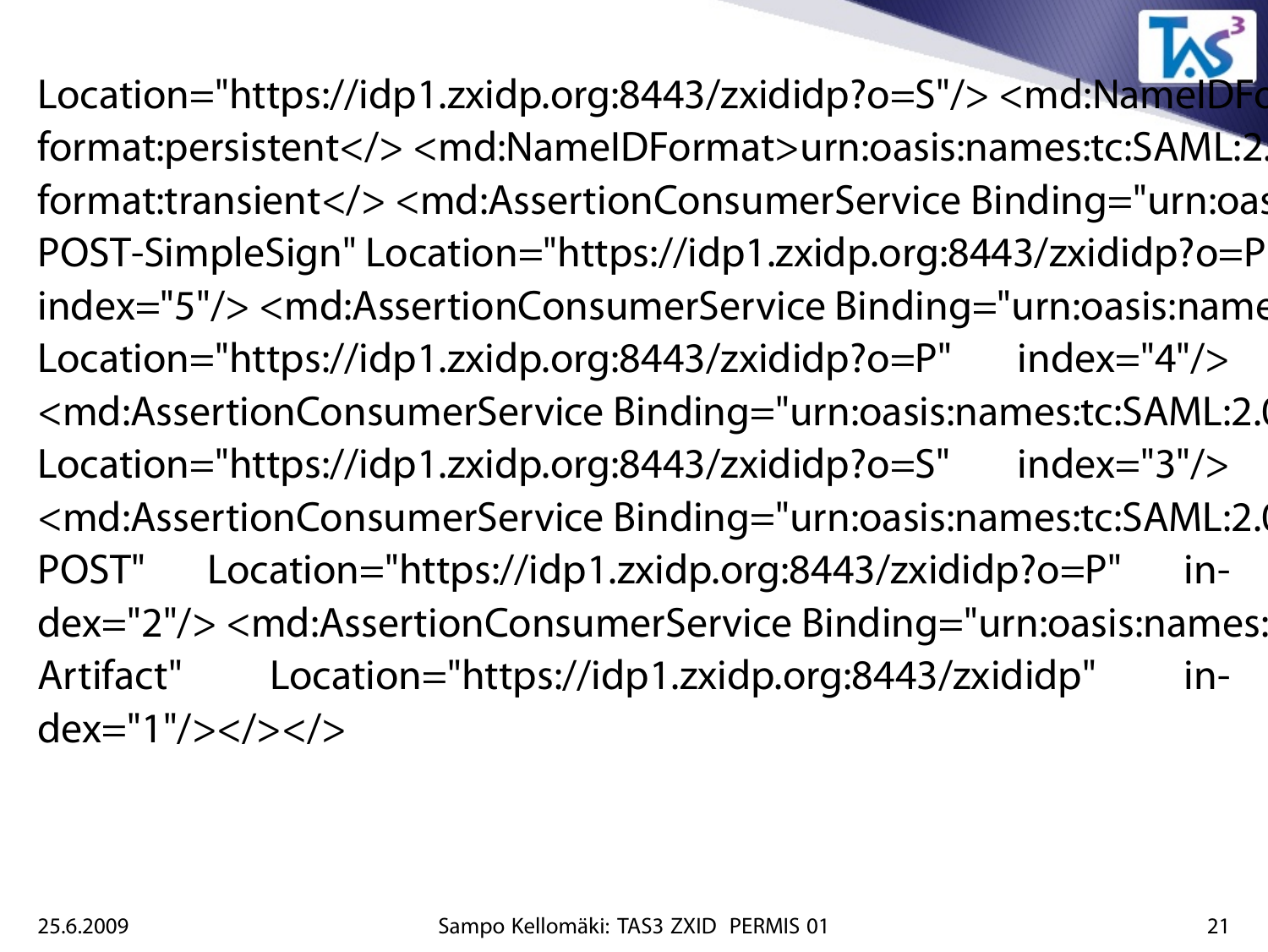Location="https://idp1.zxidp.org:8443/zxididp?o=S"/> <md:NameIDF
format:persistent</> <md:NameIDFormat>urn:oasis:names:tc:SAML:2.
format:transient</> <md:AssertionConsumerService Binding="urn:oas
POST-SimpleSign" Location="https://idp1.zxidp.org:8443/zxididp?o=P
index="5"/> <md:AssertionConsumerService Binding="urn:oasis:name
Location="https://idp1.zxidp.org:8443/zxididp?o=P" index="4"/>
<md:AssertionConsumerService Binding="urn:oasis:names:tc:SAML:2.0
Location="https://idp1.zxidp.org:8443/zxididp?o=S" index="3"/>
<md:AssertionConsumerService Binding="urn:oasis:names:tc:SAML:2.0
POST" Location="https://idp1.zxidp.org:8443/zxididp?o=P" in-
dex="2"/> <md:AssertionConsumerService Binding="urn:oasis:names:
Artifact" Location="https://idp1.zxidp.org:8443/zxididp" in-
dex="1"/></></>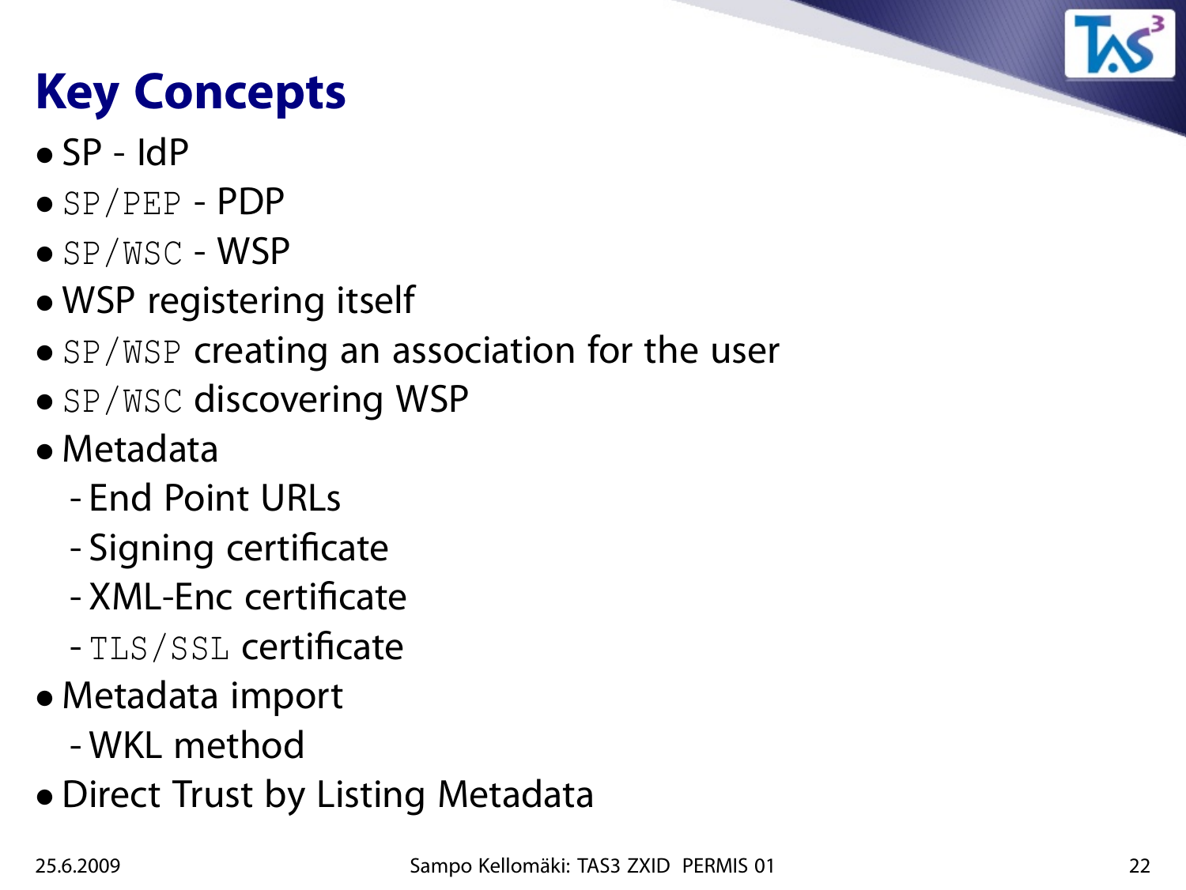# Key Concepts

- SP - IdP
- `SP/PEP` - PDP
- `SP/WSC` - WSP
- WSP registering itself
- `SP/WSP` creating an association for the user
- `SP/WSC` discovering WSP
- Metadata
  - End Point URLs
  - Signing certificate
  - XML-Enc certificate
  - `TLS/SSL` certificate
- Metadata import
  - WKL method
- Direct Trust by Listing Metadata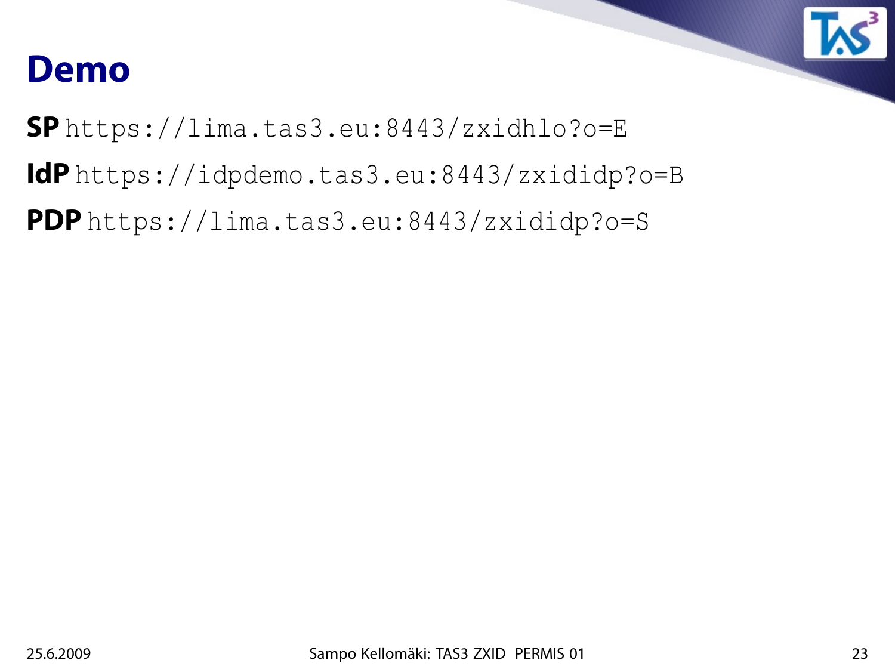# Demo

**SP** `https://lima.tas3.eu:8443/zxidhlo?o=E`

**IdP** `https://idpdemo.tas3.eu:8443/zxididp?o=B`

**PDP** `https://lima.tas3.eu:8443/zxididp?o=S`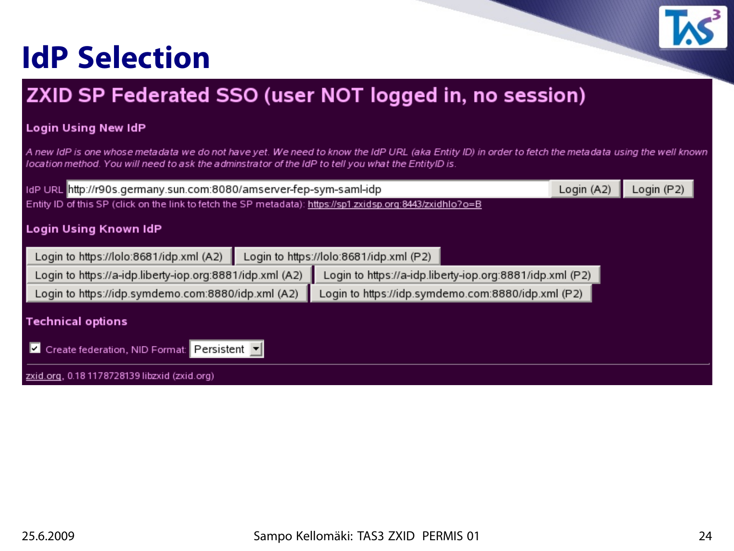# IdP Selection

## ZXID SP Federated SSO (user NOT logged in, no session)

### Login Using New IdP

*A new IdP is one whose metadata we do not have yet. We need to know the IdP URL (aka Entity ID) in order to fetch the metadata using the well known location method. You will need to ask the adminstrator of the IdP to tell you what the EntityID is.*

IdP URL http://r90s.germany.sun.com:8080/amserver-fep-sym-saml-idp [Login (A2)] [Login (P2)]

Entity ID of this SP (click on the link to fetch the SP metadata): https://sp1.zxidsp.org:8443/zxidhlo?o=B

### Login Using Known IdP

[Login to https://lolo:8681/idp.xml (A2)] [Login to https://lolo:8681/idp.xml (P2)]

[Login to https://a-idp.liberty-iop.org:8881/idp.xml (A2)] [Login to https://a-idp.liberty-iop.org:8881/idp.xml (P2)]

[Login to https://idp.symdemo.com:8880/idp.xml (A2)] [Login to https://idp.symdemo.com:8880/idp.xml (P2)]

### Technical options

- [x] Create federation, NID Format: Persistent

zxid.org, 0.18 1178728139 libzxid (zxid.org)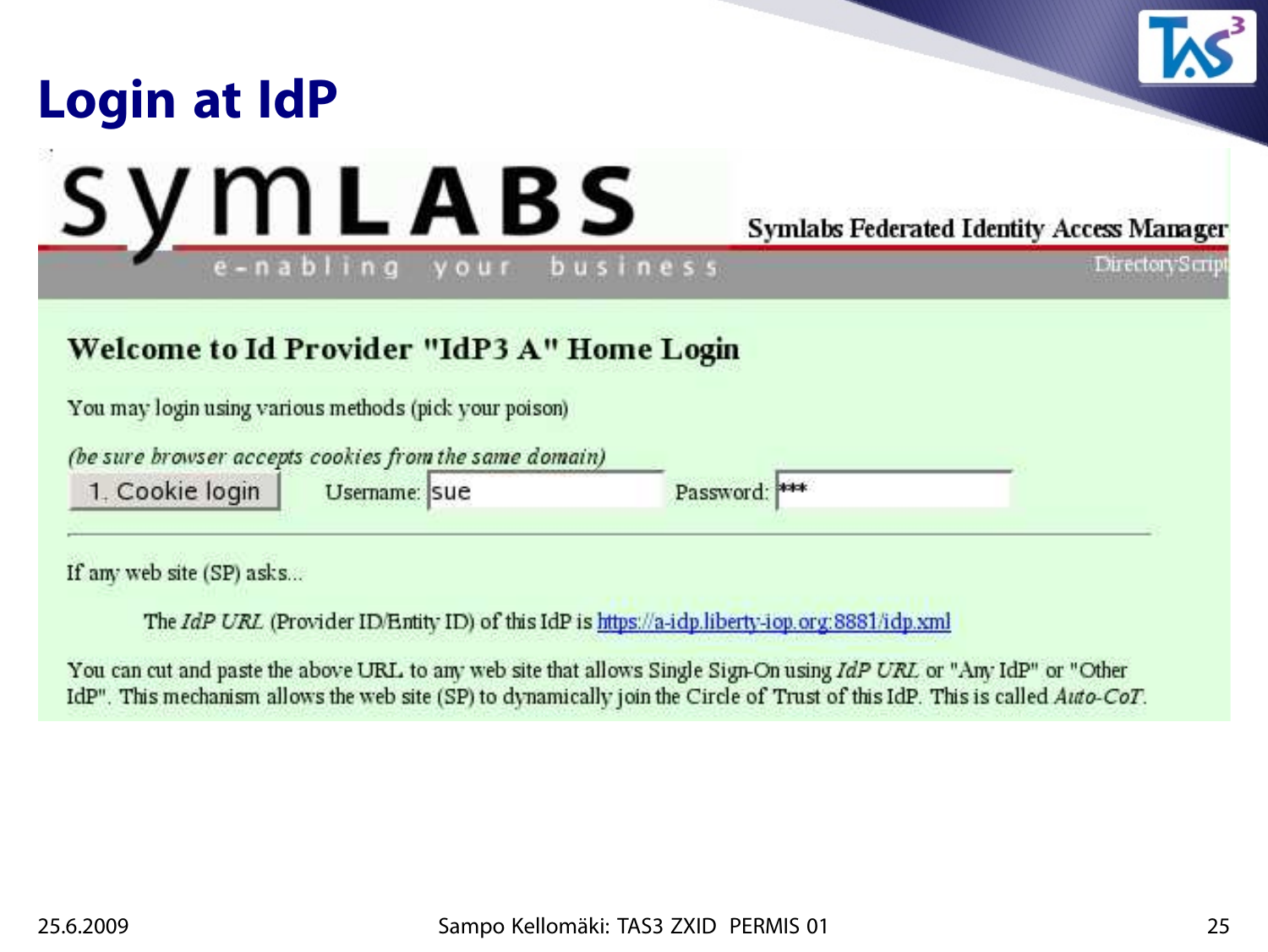# Login at IdP

symLABS

e-nabling your business

**Symlabs Federated Identity Access Manager**

DirectoryScript

## Welcome to Id Provider "IdP3 A" Home Login

You may login using various methods (pick your poison)

*(be sure browser accepts cookies from the same domain)*

1. Cookie login   Username: sue   Password: ***

---

If any web site (SP) asks...

The *IdP URL* (Provider ID/Entity ID) of this IdP is https://a-idp.liberty-iop.org:8881/idp.xml

You can cut and paste the above URL to any web site that allows Single Sign-On using *IdP URL* or "Any IdP" or "Other IdP". This mechanism allows the web site (SP) to dynamically join the Circle of Trust of this IdP. This is called *Auto-CoT*.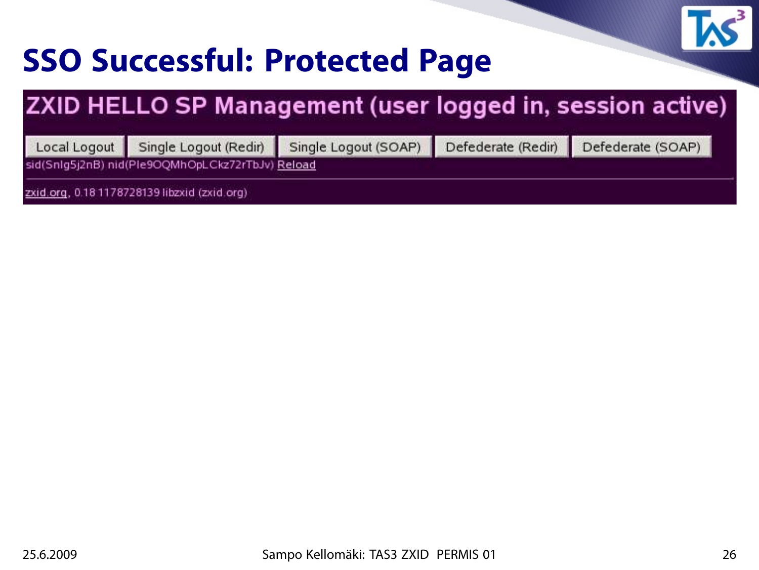# SSO Successful: Protected Page

## ZXID HELLO SP Management (user logged in, session active)

Local Logout | Single Logout (Redir) | Single Logout (SOAP) | Defederate (Redir) | Defederate (SOAP)

sid(Snlg5j2nB) nid(Ple9OQMhOpLCkz72rTbJv) Reload

---

zxid.org, 0.18 1178728139 libzxid (zxid.org)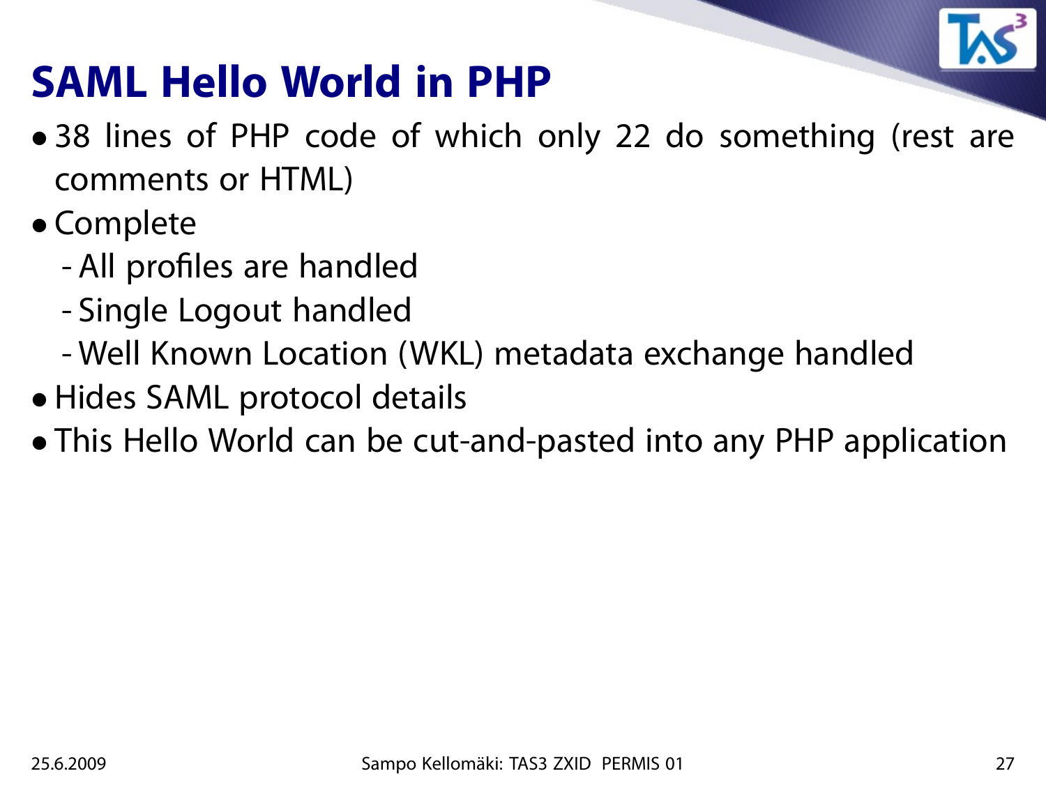# SAML Hello World in PHP

- 38 lines of PHP code of which only 22 do something (rest are comments or HTML)
- Complete
  - All profiles are handled
  - Single Logout handled
  - Well Known Location (WKL) metadata exchange handled
- Hides SAML protocol details
- This Hello World can be cut-and-pasted into any PHP application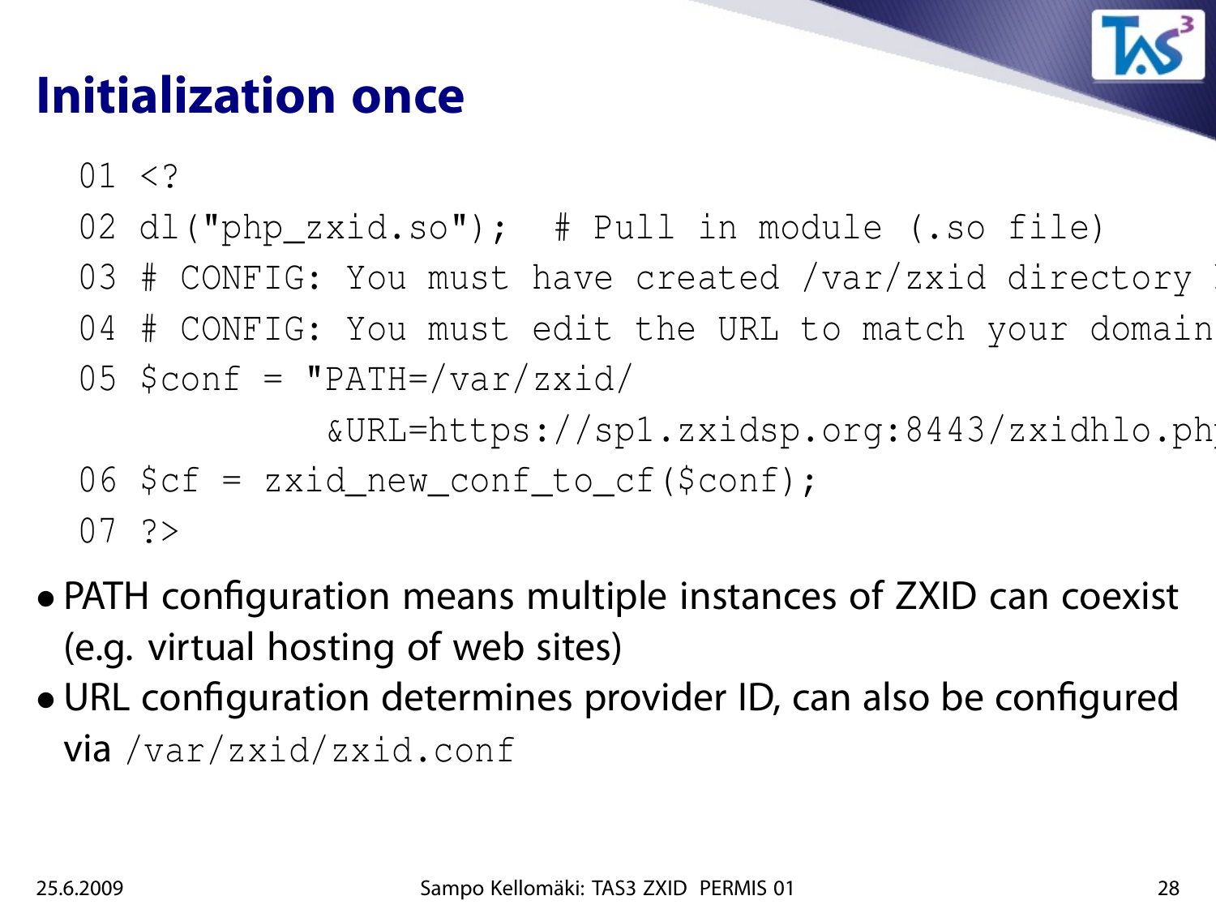# Initialization once

```
01 <?
02 dl("php_zxid.so");  # Pull in module (.so file)
03 # CONFIG: You must have created /var/zxid directory
04 # CONFIG: You must edit the URL to match your domain
05 $conf = "PATH=/var/zxid/
           &URL=https://sp1.zxidsp.org:8443/zxidhlo.ph
06 $cf = zxid_new_conf_to_cf($conf);
07 ?>
```

- PATH configuration means multiple instances of ZXID can coexist (e.g. virtual hosting of web sites)
- URL configuration determines provider ID, can also be configured via `/var/zxid/zxid.conf`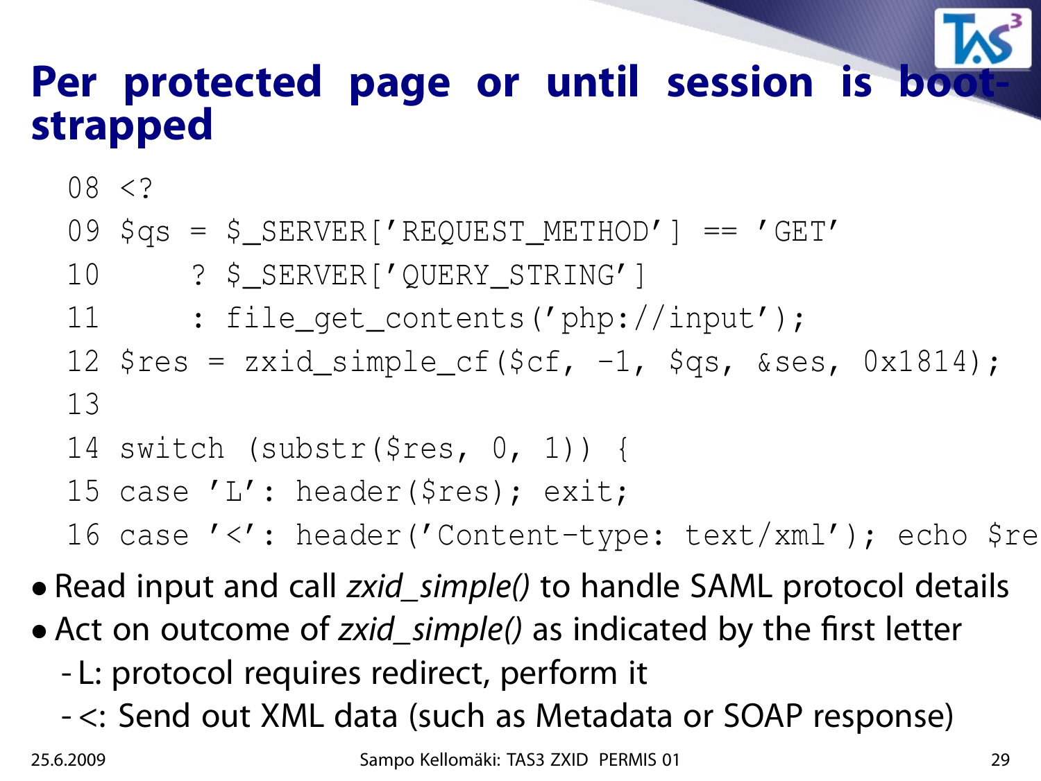# Per protected page or until session is boot-strapped

```
08 <?
09 $qs = $_SERVER['REQUEST_METHOD'] == 'GET'
10      ? $_SERVER['QUERY_STRING']
11      : file_get_contents('php://input');
12 $res = zxid_simple_cf($cf, -1, $qs, &ses, 0x1814);
13
14 switch (substr($res, 0, 1)) {
15 case 'L': header($res); exit;
16 case '<': header('Content-type: text/xml'); echo $re
```

- Read input and call *zxid_simple()* to handle SAML protocol details
- Act on outcome of *zxid_simple()* as indicated by the first letter
  - L: protocol requires redirect, perform it
  - <: Send out XML data (such as Metadata or SOAP response)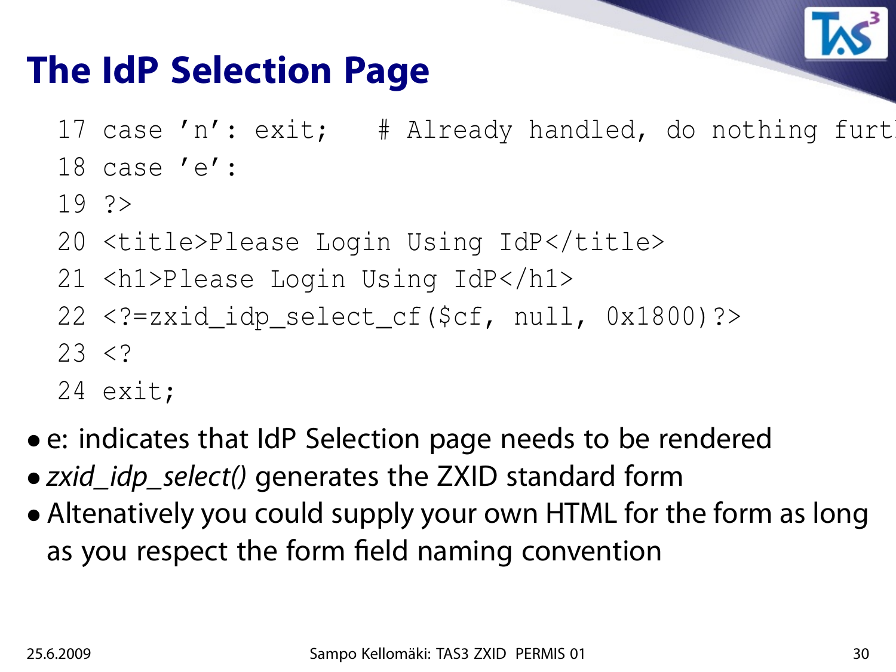# The IdP Selection Page

```
17 case 'n': exit;   # Already handled, do nothing furt
18 case 'e':
19 ?>
20 <title>Please Login Using IdP</title>
21 <h1>Please Login Using IdP</h1>
22 <?=zxid_idp_select_cf($cf, null, 0x1800)?>
23 <?
24 exit;
```

- e: indicates that IdP Selection page needs to be rendered
- *zxid_idp_select()* generates the ZXID standard form
- Altenatively you could supply your own HTML for the form as long as you respect the form field naming convention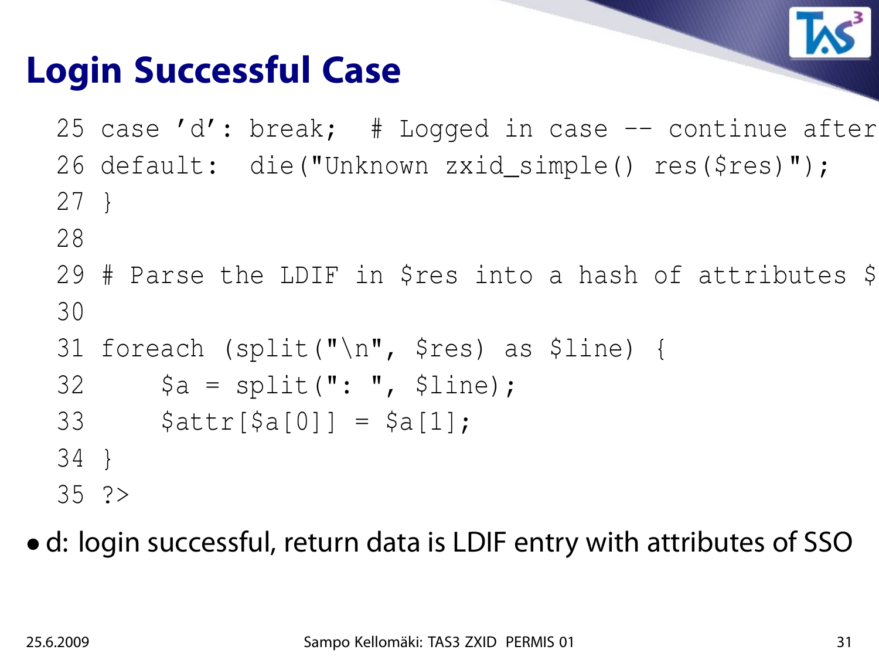# Login Successful Case

```
25 case 'd': break;  # Logged in case -- continue after
26 default:  die("Unknown zxid_simple() res($res)");
27 }
28
29 # Parse the LDIF in $res into a hash of attributes $
30
31 foreach (split("\n", $res) as $line) {
32     $a = split(": ", $line);
33     $attr[$a[0]] = $a[1];
34 }
35 ?>
```

- d: login successful, return data is LDIF entry with attributes of SSO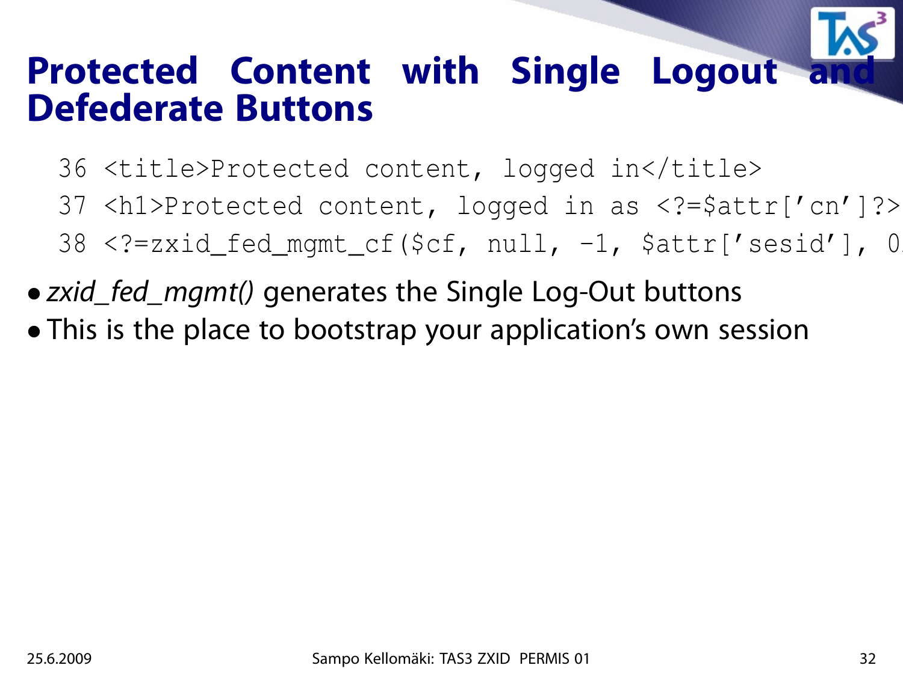# Protected Content with Single Logout and Defederate Buttons

```
36 <title>Protected content, logged in</title>
37 <h1>Protected content, logged in as <?=$attr['cn']?>
38 <?=zxid_fed_mgmt_cf($cf, null, -1, $attr['sesid'], 0
```

- *zxid_fed_mgmt()* generates the Single Log-Out buttons
- This is the place to bootstrap your application's own session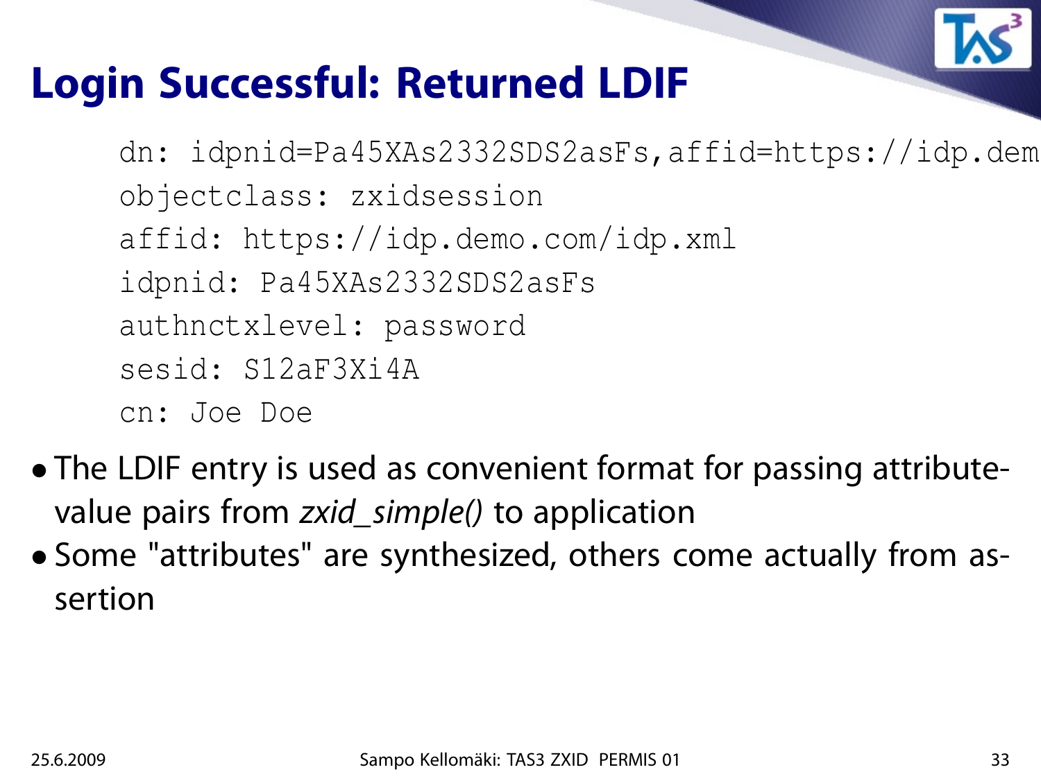# Login Successful: Returned LDIF

```
dn: idpnid=Pa45XAs2332SDS2asFs,affid=https://idp.dem
objectclass: zxidsession
affid: https://idp.demo.com/idp.xml
idpnid: Pa45XAs2332SDS2asFs
authnctxlevel: password
sesid: S12aF3Xi4A
cn: Joe Doe
```

- The LDIF entry is used as convenient format for passing attribute-value pairs from *zxid_simple()* to application
- Some "attributes" are synthesized, others come actually from assertion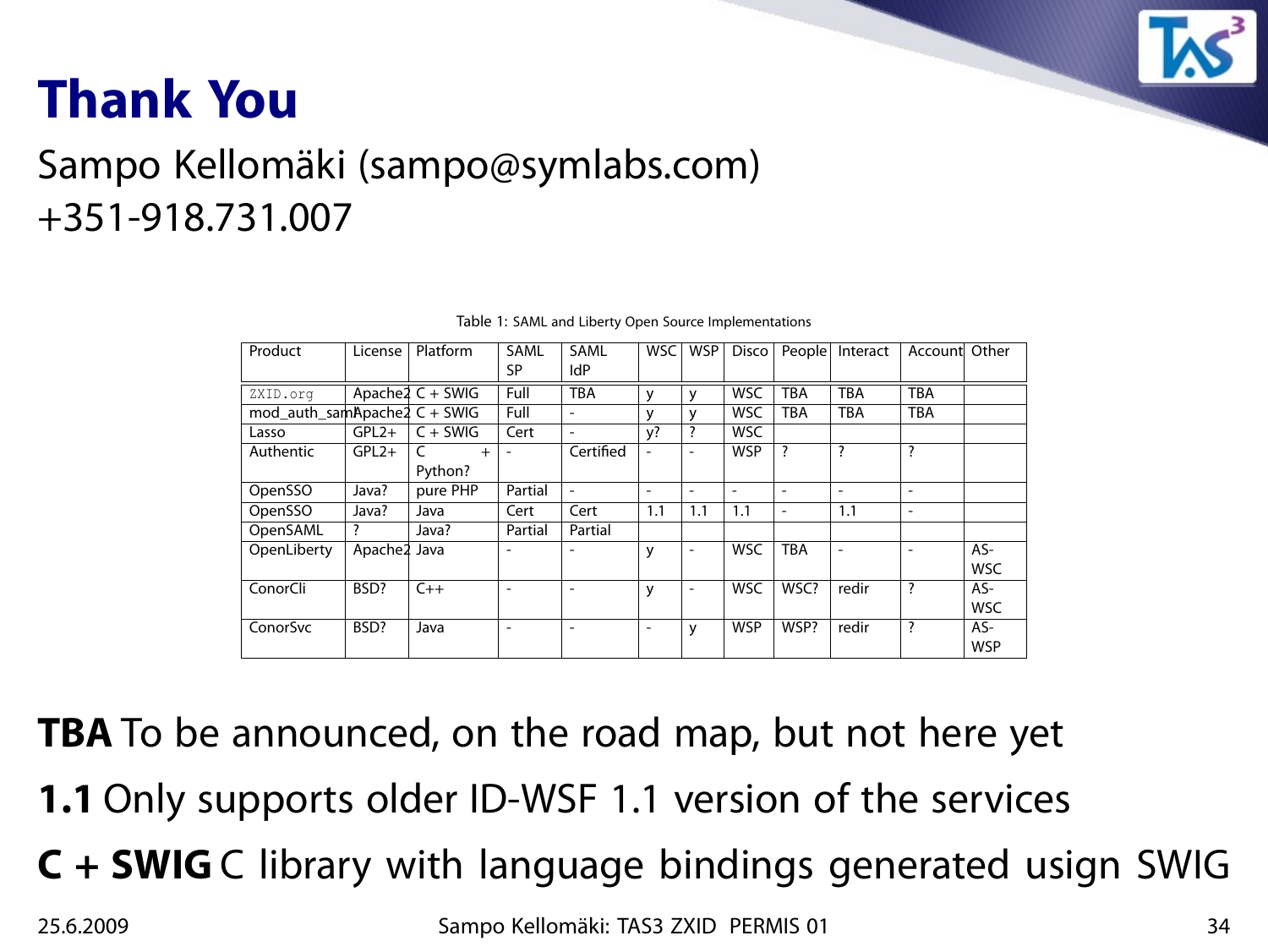# Thank You

Sampo Kellomäki (sampo@symlabs.com)
+351-918.731.007

Table 1: SAML and Liberty Open Source Implementations

| Product | License | Platform | SAML SP | SAML IdP | WSC | WSP | Disco | People | Interact | Account | Other |
|---|---|---|---|---|---|---|---|---|---|---|---|
| ZXID.org | Apache2 | C + SWIG | Full | TBA | y | y | WSC | TBA | TBA | TBA | |
| mod_auth_saml | Apache2 | C + SWIG | Full | - | y | y | WSC | TBA | TBA | TBA | |
| Lasso | GPL2+ | C + SWIG | Cert | - | y? | ? | WSC | | | | |
| Authentic | GPL2+ | C + Python? | - | Certified | - | - | WSP | ? | ? | ? | |
| OpenSSO | Java? | pure PHP | Partial | - | - | - | - | - | - | - | |
| OpenSSO | Java? | Java | Cert | Cert | 1.1 | 1.1 | 1.1 | - | 1.1 | - | |
| OpenSAML | ? | Java? | Partial | Partial | | | | | | | |
| OpenLiberty | Apache2 | Java | - | - | y | - | WSC | TBA | - | - | AS-WSC |
| ConorCli | BSD? | C++ | - | - | y | - | WSC | WSC? | redir | ? | AS-WSC |
| ConorSvc | BSD? | Java | - | - | - | y | WSP | WSP? | redir | ? | AS-WSP |

**TBA** To be announced, on the road map, but not here yet

**1.1** Only supports older ID-WSF 1.1 version of the services

**C + SWIG** C library with language bindings generated usign SWIG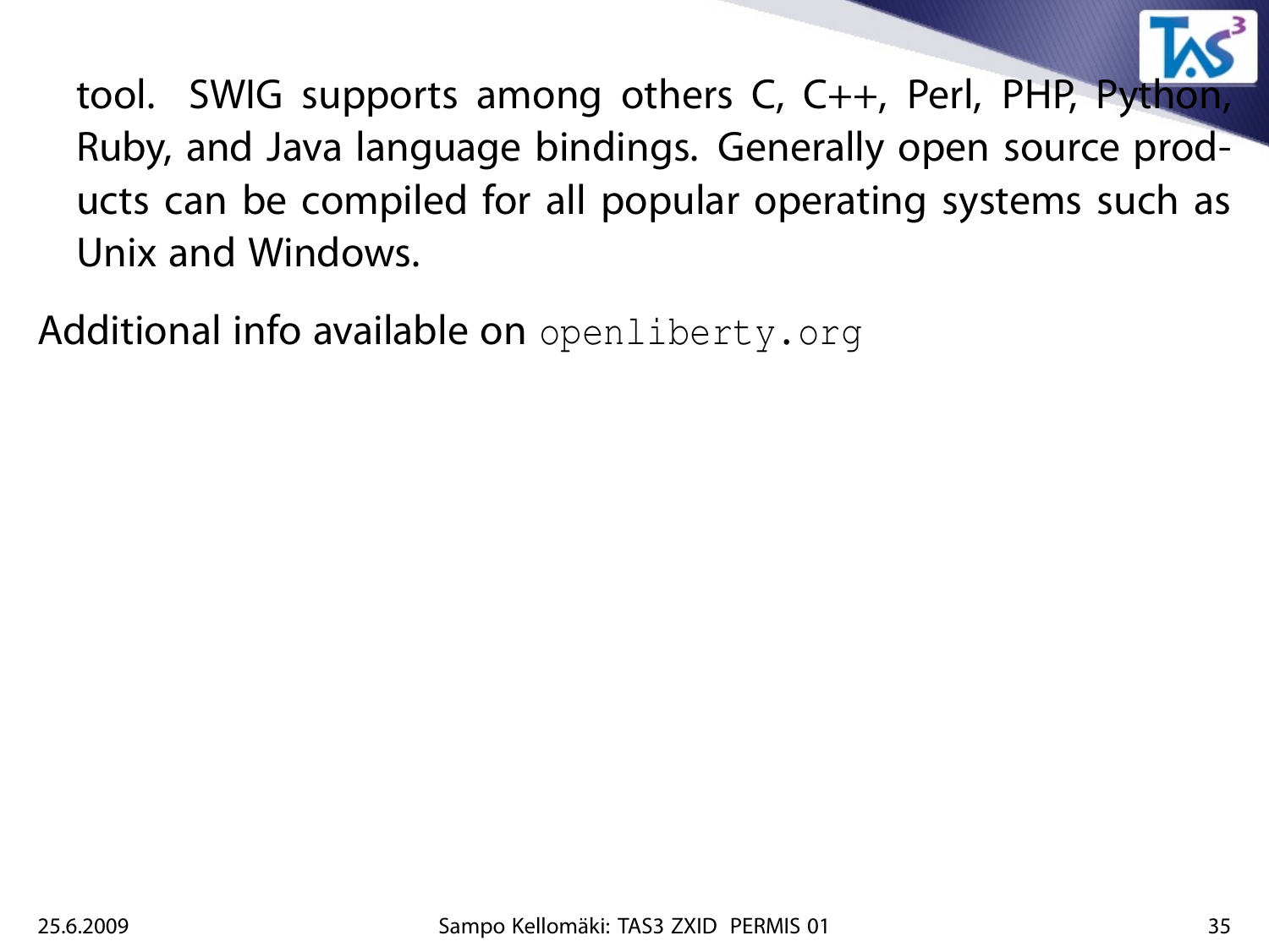tool. SWIG supports among others C, C++, Perl, PHP, Python, Ruby, and Java language bindings. Generally open source products can be compiled for all popular operating systems such as Unix and Windows.

Additional info available on `openliberty.org`